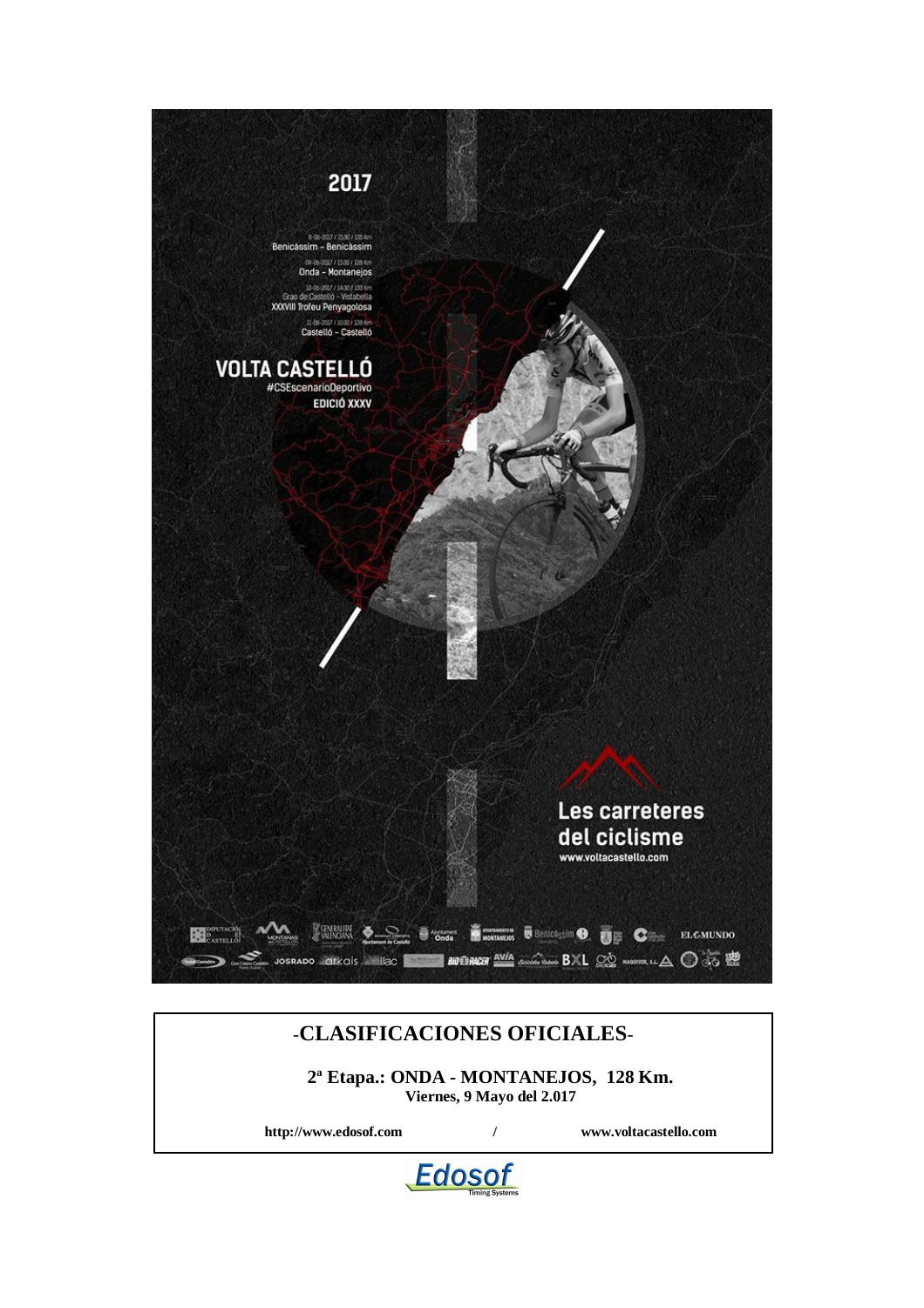-**CLASIFICACIONES OFICIALES**-

**2ª Etapa.: ONDA - MONTANEJOS, 128 Km.**
**Viernes, 9 Mayo del 2.017**

**http://www.edosof.com** / **www.voltacastello.com**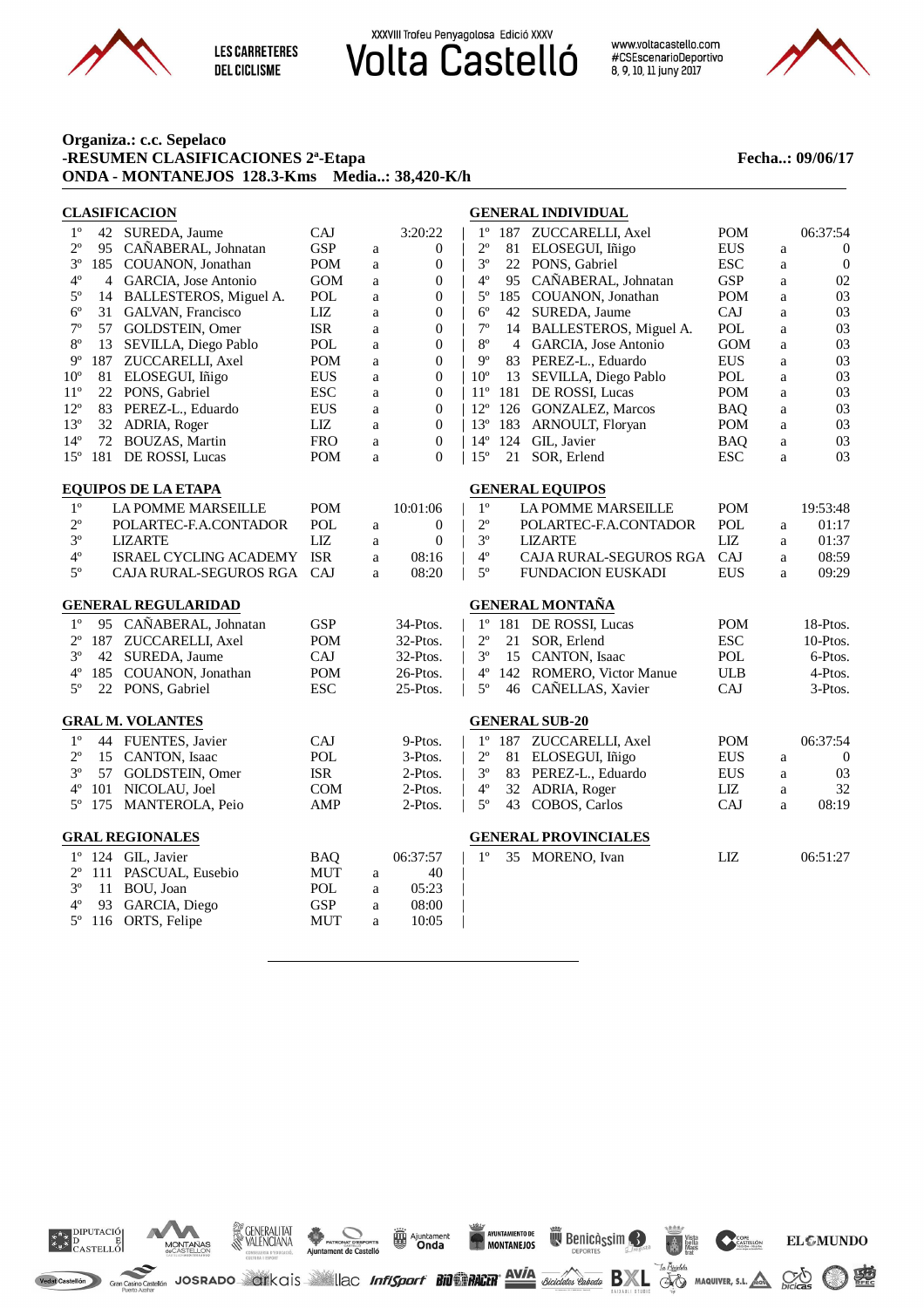Organiza.: c.c. Sepelaco

**-RESUMEN CLASIFICACIONES 2ª-Etapa**

**ONDA - MONTANEJOS 128.3-Kms Media..: 38,420-K/h**

**Fecha..: 09/06/17**

## CLASIFICACION

| | | | | | |
|---|---|---|---|---|---|
| 1º | 42 | SUREDA, Jaume | CAJ | | 3:20:22 |
| 2º | 95 | CAÑABERAL, Johnatan | GSP | a | 0 |
| 3º | 185 | COUANON, Jonathan | POM | a | 0 |
| 4º | 4 | GARCIA, Jose Antonio | GOM | a | 0 |
| 5º | 14 | BALLESTEROS, Miguel A. | POL | a | 0 |
| 6º | 31 | GALVAN, Francisco | LIZ | a | 0 |
| 7º | 57 | GOLDSTEIN, Omer | ISR | a | 0 |
| 8º | 13 | SEVILLA, Diego Pablo | POL | a | 0 |
| 9º | 187 | ZUCCARELLI, Axel | POM | a | 0 |
| 10º | 81 | ELOSEGUI, Iñigo | EUS | a | 0 |
| 11º | 22 | PONS, Gabriel | ESC | a | 0 |
| 12º | 83 | PEREZ-L., Eduardo | EUS | a | 0 |
| 13º | 32 | ADRIA, Roger | LIZ | a | 0 |
| 14º | 72 | BOUZAS, Martin | FRO | a | 0 |
| 15º | 181 | DE ROSSI, Lucas | POM | a | 0 |

## GENERAL INDIVIDUAL

| | | | | | |
|---|---|---|---|---|---|
| 1º | 187 | ZUCCARELLI, Axel | POM | | 06:37:54 |
| 2º | 81 | ELOSEGUI, Iñigo | EUS | a | 0 |
| 3º | 22 | PONS, Gabriel | ESC | a | 0 |
| 4º | 95 | CAÑABERAL, Johnatan | GSP | a | 02 |
| 5º | 185 | COUANON, Jonathan | POM | a | 03 |
| 6º | 42 | SUREDA, Jaume | CAJ | a | 03 |
| 7º | 14 | BALLESTEROS, Miguel A. | POL | a | 03 |
| 8º | 4 | GARCIA, Jose Antonio | GOM | a | 03 |
| 9º | 83 | PEREZ-L., Eduardo | EUS | a | 03 |
| 10º | 13 | SEVILLA, Diego Pablo | POL | a | 03 |
| 11º | 181 | DE ROSSI, Lucas | POM | a | 03 |
| 12º | 126 | GONZALEZ, Marcos | BAQ | a | 03 |
| 13º | 183 | ARNOULT, Floryan | POM | a | 03 |
| 14º | 124 | GIL, Javier | BAQ | a | 03 |
| 15º | 21 | SOR, Erlend | ESC | a | 03 |

## EQUIPOS DE LA ETAPA

| | | | | |
|---|---|---|---|---|
| 1º | LA POMME MARSEILLE | POM | | 10:01:06 |
| 2º | POLARTEC-F.A.CONTADOR | POL | a | 0 |
| 3º | LIZARTE | LIZ | a | 0 |
| 4º | ISRAEL CYCLING ACADEMY | ISR | a | 08:16 |
| 5º | CAJA RURAL-SEGUROS RGA | CAJ | a | 08:20 |

## GENERAL EQUIPOS

| | | | | |
|---|---|---|---|---|
| 1º | LA POMME MARSEILLE | POM | | 19:53:48 |
| 2º | POLARTEC-F.A.CONTADOR | POL | a | 01:17 |
| 3º | LIZARTE | LIZ | a | 01:37 |
| 4º | CAJA RURAL-SEGUROS RGA | CAJ | a | 08:59 |
| 5º | FUNDACION EUSKADI | EUS | a | 09:29 |

## GENERAL REGULARIDAD

| | | | | |
|---|---|---|---|---|
| 1º | 95 | CAÑABERAL, Johnatan | GSP | 34-Ptos. |
| 2º | 187 | ZUCCARELLI, Axel | POM | 32-Ptos. |
| 3º | 42 | SUREDA, Jaume | CAJ | 32-Ptos. |
| 4º | 185 | COUANON, Jonathan | POM | 26-Ptos. |
| 5º | 22 | PONS, Gabriel | ESC | 25-Ptos. |

## GENERAL MONTAÑA

| | | | | |
|---|---|---|---|---|
| 1º | 181 | DE ROSSI, Lucas | POM | 18-Ptos. |
| 2º | 21 | SOR, Erlend | ESC | 10-Ptos. |
| 3º | 15 | CANTON, Isaac | POL | 6-Ptos. |
| 4º | 142 | ROMERO, Victor Manue | ULB | 4-Ptos. |
| 5º | 46 | CAÑELLAS, Xavier | CAJ | 3-Ptos. |

## GRAL M. VOLANTES

| | | | | |
|---|---|---|---|---|
| 1º | 44 | FUENTES, Javier | CAJ | 9-Ptos. |
| 2º | 15 | CANTON, Isaac | POL | 3-Ptos. |
| 3º | 57 | GOLDSTEIN, Omer | ISR | 2-Ptos. |
| 4º | 101 | NICOLAU, Joel | COM | 2-Ptos. |
| 5º | 175 | MANTEROLA, Peio | AMP | 2-Ptos. |

## GENERAL SUB-20

| | | | | | |
|---|---|---|---|---|---|
| 1º | 187 | ZUCCARELLI, Axel | POM | | 06:37:54 |
| 2º | 81 | ELOSEGUI, Iñigo | EUS | a | 0 |
| 3º | 83 | PEREZ-L., Eduardo | EUS | a | 03 |
| 4º | 32 | ADRIA, Roger | LIZ | a | 32 |
| 5º | 43 | COBOS, Carlos | CAJ | a | 08:19 |

## GRAL REGIONALES

| | | | | | |
|---|---|---|---|---|---|
| 1º | 124 | GIL, Javier | BAQ | | 06:37:57 |
| 2º | 111 | PASCUAL, Eusebio | MUT | a | 40 |
| 3º | 11 | BOU, Joan | POL | a | 05:23 |
| 4º | 93 | GARCIA, Diego | GSP | a | 08:00 |
| 5º | 116 | ORTS, Felipe | MUT | a | 10:05 |

## GENERAL PROVINCIALES

| | | | | |
|---|---|---|---|---|
| 1º | 35 | MORENO, Ivan | LIZ | 06:51:27 |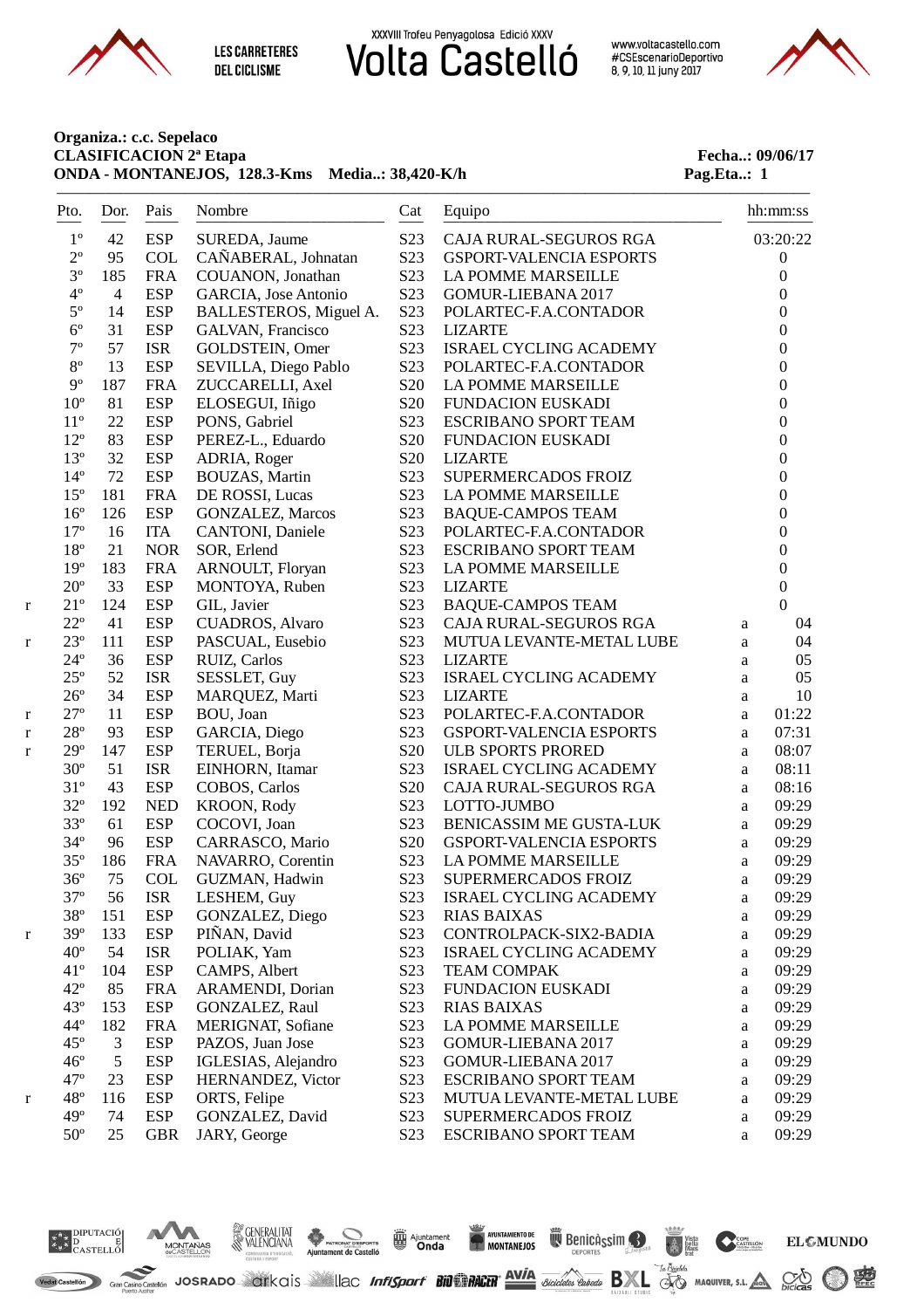XXXVIII Trofeu Penyagolosa Edició XXXV

# Volta Castelló

LES CARRETERES DEL CICLISME

www.voltacastello.com
#CSEscenarioDeportivo
8, 9, 10, 11 juny 2017

**Organiza.: c.c. Sepelaco**
**CLASIFICACION 2ª Etapa** — **Fecha..: 09/06/17**
**ONDA - MONTANEJOS, 128.3-Kms Media..: 38,420-K/h** — **Pag.Eta..: 1**

| | Pto. | Dor. | Pais | Nombre | Cat | Equipo | | hh:mm:ss |
|---|---|---|---|---|---|---|---|---|
| | 1º | 42 | ESP | SUREDA, Jaume | S23 | CAJA RURAL-SEGUROS RGA | | 03:20:22 |
| | 2º | 95 | COL | CAÑABERAL, Johnatan | S23 | GSPORT-VALENCIA ESPORTS | | 0 |
| | 3º | 185 | FRA | COUANON, Jonathan | S23 | LA POMME MARSEILLE | | 0 |
| | 4º | 4 | ESP | GARCIA, Jose Antonio | S23 | GOMUR-LIEBANA 2017 | | 0 |
| | 5º | 14 | ESP | BALLESTEROS, Miguel A. | S23 | POLARTEC-F.A.CONTADOR | | 0 |
| | 6º | 31 | ESP | GALVAN, Francisco | S23 | LIZARTE | | 0 |
| | 7º | 57 | ISR | GOLDSTEIN, Omer | S23 | ISRAEL CYCLING ACADEMY | | 0 |
| | 8º | 13 | ESP | SEVILLA, Diego Pablo | S23 | POLARTEC-F.A.CONTADOR | | 0 |
| | 9º | 187 | FRA | ZUCCARELLI, Axel | S20 | LA POMME MARSEILLE | | 0 |
| | 10º | 81 | ESP | ELOSEGUI, Iñigo | S20 | FUNDACION EUSKADI | | 0 |
| | 11º | 22 | ESP | PONS, Gabriel | S23 | ESCRIBANO SPORT TEAM | | 0 |
| | 12º | 83 | ESP | PEREZ-L., Eduardo | S20 | FUNDACION EUSKADI | | 0 |
| | 13º | 32 | ESP | ADRIA, Roger | S20 | LIZARTE | | 0 |
| | 14º | 72 | ESP | BOUZAS, Martin | S23 | SUPERMERCADOS FROIZ | | 0 |
| | 15º | 181 | FRA | DE ROSSI, Lucas | S23 | LA POMME MARSEILLE | | 0 |
| | 16º | 126 | ESP | GONZALEZ, Marcos | S23 | BAQUE-CAMPOS TEAM | | 0 |
| | 17º | 16 | ITA | CANTONI, Daniele | S23 | POLARTEC-F.A.CONTADOR | | 0 |
| | 18º | 21 | NOR | SOR, Erlend | S23 | ESCRIBANO SPORT TEAM | | 0 |
| | 19º | 183 | FRA | ARNOULT, Floryan | S23 | LA POMME MARSEILLE | | 0 |
| | 20º | 33 | ESP | MONTOYA, Ruben | S23 | LIZARTE | | 0 |
| r | 21º | 124 | ESP | GIL, Javier | S23 | BAQUE-CAMPOS TEAM | | 0 |
| | 22º | 41 | ESP | CUADROS, Alvaro | S23 | CAJA RURAL-SEGUROS RGA | a | 04 |
| r | 23º | 111 | ESP | PASCUAL, Eusebio | S23 | MUTUA LEVANTE-METAL LUBE | a | 04 |
| | 24º | 36 | ESP | RUIZ, Carlos | S23 | LIZARTE | a | 05 |
| | 25º | 52 | ISR | SESSLET, Guy | S23 | ISRAEL CYCLING ACADEMY | a | 05 |
| | 26º | 34 | ESP | MARQUEZ, Marti | S23 | LIZARTE | a | 10 |
| r | 27º | 11 | ESP | BOU, Joan | S23 | POLARTEC-F.A.CONTADOR | a | 01:22 |
| r | 28º | 93 | ESP | GARCIA, Diego | S23 | GSPORT-VALENCIA ESPORTS | a | 07:31 |
| r | 29º | 147 | ESP | TERUEL, Borja | S20 | ULB SPORTS PRORED | a | 08:07 |
| | 30º | 51 | ISR | EINHORN, Itamar | S23 | ISRAEL CYCLING ACADEMY | a | 08:11 |
| | 31º | 43 | ESP | COBOS, Carlos | S20 | CAJA RURAL-SEGUROS RGA | a | 08:16 |
| | 32º | 192 | NED | KROON, Rody | S23 | LOTTO-JUMBO | a | 09:29 |
| | 33º | 61 | ESP | COCOVI, Joan | S23 | BENICASSIM ME GUSTA-LUK | a | 09:29 |
| | 34º | 96 | ESP | CARRASCO, Mario | S20 | GSPORT-VALENCIA ESPORTS | a | 09:29 |
| | 35º | 186 | FRA | NAVARRO, Corentin | S23 | LA POMME MARSEILLE | a | 09:29 |
| | 36º | 75 | COL | GUZMAN, Hadwin | S23 | SUPERMERCADOS FROIZ | a | 09:29 |
| | 37º | 56 | ISR | LESHEM, Guy | S23 | ISRAEL CYCLING ACADEMY | a | 09:29 |
| | 38º | 151 | ESP | GONZALEZ, Diego | S23 | RIAS BAIXAS | a | 09:29 |
| r | 39º | 133 | ESP | PIÑAN, David | S23 | CONTROLPACK-SIX2-BADIA | a | 09:29 |
| | 40º | 54 | ISR | POLIAK, Yam | S23 | ISRAEL CYCLING ACADEMY | a | 09:29 |
| | 41º | 104 | ESP | CAMPS, Albert | S23 | TEAM COMPAK | a | 09:29 |
| | 42º | 85 | FRA | ARAMENDI, Dorian | S23 | FUNDACION EUSKADI | a | 09:29 |
| | 43º | 153 | ESP | GONZALEZ, Raul | S23 | RIAS BAIXAS | a | 09:29 |
| | 44º | 182 | FRA | MERIGNAT, Sofiane | S23 | LA POMME MARSEILLE | a | 09:29 |
| | 45º | 3 | ESP | PAZOS, Juan Jose | S23 | GOMUR-LIEBANA 2017 | a | 09:29 |
| | 46º | 5 | ESP | IGLESIAS, Alejandro | S23 | GOMUR-LIEBANA 2017 | a | 09:29 |
| | 47º | 23 | ESP | HERNANDEZ, Victor | S23 | ESCRIBANO SPORT TEAM | a | 09:29 |
| r | 48º | 116 | ESP | ORTS, Felipe | S23 | MUTUA LEVANTE-METAL LUBE | a | 09:29 |
| | 49º | 74 | ESP | GONZALEZ, David | S23 | SUPERMERCADOS FROIZ | a | 09:29 |
| | 50º | 25 | GBR | JARY, George | S23 | ESCRIBANO SPORT TEAM | a | 09:29 |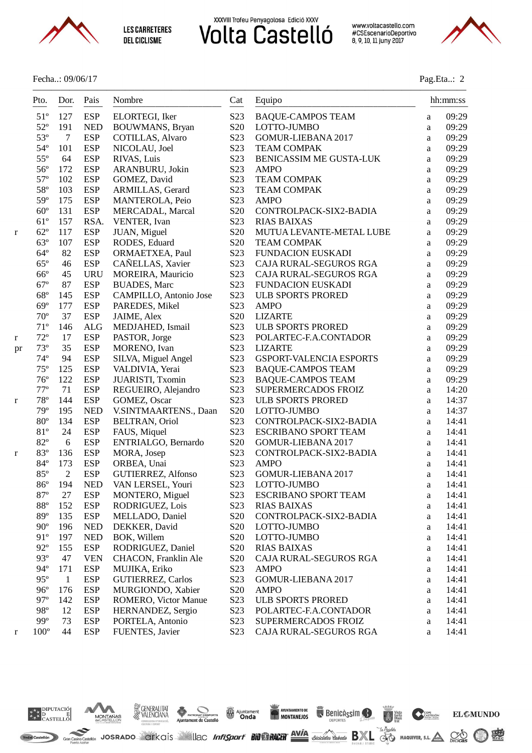Fecha..: 09/06/17

Pag.Eta..: 2

| | Pto. | Dor. | Pais | Nombre | Cat | Equipo | | hh:mm:ss |
|---|---|---|---|---|---|---|---|---|
| | 51º | 127 | ESP | ELORTEGI, Iker | S23 | BAQUE-CAMPOS TEAM | a | 09:29 |
| | 52º | 191 | NED | BOUWMANS, Bryan | S20 | LOTTO-JUMBO | a | 09:29 |
| | 53º | 7 | ESP | COTILLAS, Alvaro | S23 | GOMUR-LIEBANA 2017 | a | 09:29 |
| | 54º | 101 | ESP | NICOLAU, Joel | S23 | TEAM COMPAK | a | 09:29 |
| | 55º | 64 | ESP | RIVAS, Luis | S23 | BENICASSIM ME GUSTA-LUK | a | 09:29 |
| | 56º | 172 | ESP | ARANBURU, Jokin | S23 | AMPO | a | 09:29 |
| | 57º | 102 | ESP | GOMEZ, David | S23 | TEAM COMPAK | a | 09:29 |
| | 58º | 103 | ESP | ARMILLAS, Gerard | S23 | TEAM COMPAK | a | 09:29 |
| | 59º | 175 | ESP | MANTEROLA, Peio | S23 | AMPO | a | 09:29 |
| | 60º | 131 | ESP | MERCADAL, Marcal | S20 | CONTROLPACK-SIX2-BADIA | a | 09:29 |
| | 61º | 157 | RSA. | VENTER, Ivan | S23 | RIAS BAIXAS | a | 09:29 |
| r | 62º | 117 | ESP | JUAN, Miguel | S20 | MUTUA LEVANTE-METAL LUBE | a | 09:29 |
| | 63º | 107 | ESP | RODES, Eduard | S20 | TEAM COMPAK | a | 09:29 |
| | 64º | 82 | ESP | ORMAETXEA, Paul | S23 | FUNDACION EUSKADI | a | 09:29 |
| | 65º | 46 | ESP | CAÑELLAS, Xavier | S23 | CAJA RURAL-SEGUROS RGA | a | 09:29 |
| | 66º | 45 | URU | MOREIRA, Mauricio | S23 | CAJA RURAL-SEGUROS RGA | a | 09:29 |
| | 67º | 87 | ESP | BUADES, Marc | S23 | FUNDACION EUSKADI | a | 09:29 |
| | 68º | 145 | ESP | CAMPILLO, Antonio Jose | S23 | ULB SPORTS PRORED | a | 09:29 |
| | 69º | 177 | ESP | PAREDES, Mikel | S23 | AMPO | a | 09:29 |
| | 70º | 37 | ESP | JAIME, Alex | S20 | LIZARTE | a | 09:29 |
| | 71º | 146 | ALG | MEDJAHED, Ismail | S23 | ULB SPORTS PRORED | a | 09:29 |
| r | 72º | 17 | ESP | PASTOR, Jorge | S23 | POLARTEC-F.A.CONTADOR | a | 09:29 |
| pr | 73º | 35 | ESP | MORENO, Ivan | S23 | LIZARTE | a | 09:29 |
| | 74º | 94 | ESP | SILVA, Miguel Angel | S23 | GSPORT-VALENCIA ESPORTS | a | 09:29 |
| | 75º | 125 | ESP | VALDIVIA, Yerai | S23 | BAQUE-CAMPOS TEAM | a | 09:29 |
| | 76º | 122 | ESP | JUARISTI, Txomin | S23 | BAQUE-CAMPOS TEAM | a | 09:29 |
| | 77º | 71 | ESP | REGUEIRO, Alejandro | S23 | SUPERMERCADOS FROIZ | a | 14:20 |
| r | 78º | 144 | ESP | GOMEZ, Oscar | S23 | ULB SPORTS PRORED | a | 14:37 |
| | 79º | 195 | NED | V.SINTMAARTENS., Daan | S20 | LOTTO-JUMBO | a | 14:37 |
| | 80º | 134 | ESP | BELTRAN, Oriol | S23 | CONTROLPACK-SIX2-BADIA | a | 14:41 |
| | 81º | 24 | ESP | FAUS, Miquel | S23 | ESCRIBANO SPORT TEAM | a | 14:41 |
| | 82º | 6 | ESP | ENTRIALGO, Bernardo | S20 | GOMUR-LIEBANA 2017 | a | 14:41 |
| r | 83º | 136 | ESP | MORA, Josep | S23 | CONTROLPACK-SIX2-BADIA | a | 14:41 |
| | 84º | 173 | ESP | ORBEA, Unai | S23 | AMPO | a | 14:41 |
| | 85º | 2 | ESP | GUTIERREZ, Alfonso | S23 | GOMUR-LIEBANA 2017 | a | 14:41 |
| | 86º | 194 | NED | VAN LERSEL, Youri | S23 | LOTTO-JUMBO | a | 14:41 |
| | 87º | 27 | ESP | MONTERO, Miguel | S23 | ESCRIBANO SPORT TEAM | a | 14:41 |
| | 88º | 152 | ESP | RODRIGUEZ, Lois | S23 | RIAS BAIXAS | a | 14:41 |
| | 89º | 135 | ESP | MELLADO, Daniel | S20 | CONTROLPACK-SIX2-BADIA | a | 14:41 |
| | 90º | 196 | NED | DEKKER, David | S20 | LOTTO-JUMBO | a | 14:41 |
| | 91º | 197 | NED | BOK, Willem | S20 | LOTTO-JUMBO | a | 14:41 |
| | 92º | 155 | ESP | RODRIGUEZ, Daniel | S20 | RIAS BAIXAS | a | 14:41 |
| | 93º | 47 | VEN | CHACON, Franklin Ale | S20 | CAJA RURAL-SEGUROS RGA | a | 14:41 |
| | 94º | 171 | ESP | MUJIKA, Eriko | S23 | AMPO | a | 14:41 |
| | 95º | 1 | ESP | GUTIERREZ, Carlos | S23 | GOMUR-LIEBANA 2017 | a | 14:41 |
| | 96º | 176 | ESP | MURGIONDO, Xabier | S20 | AMPO | a | 14:41 |
| | 97º | 142 | ESP | ROMERO, Victor Manue | S23 | ULB SPORTS PRORED | a | 14:41 |
| | 98º | 12 | ESP | HERNANDEZ, Sergio | S23 | POLARTEC-F.A.CONTADOR | a | 14:41 |
| | 99º | 73 | ESP | PORTELA, Antonio | S23 | SUPERMERCADOS FROIZ | a | 14:41 |
| r | 100º | 44 | ESP | FUENTES, Javier | S23 | CAJA RURAL-SEGUROS RGA | a | 14:41 |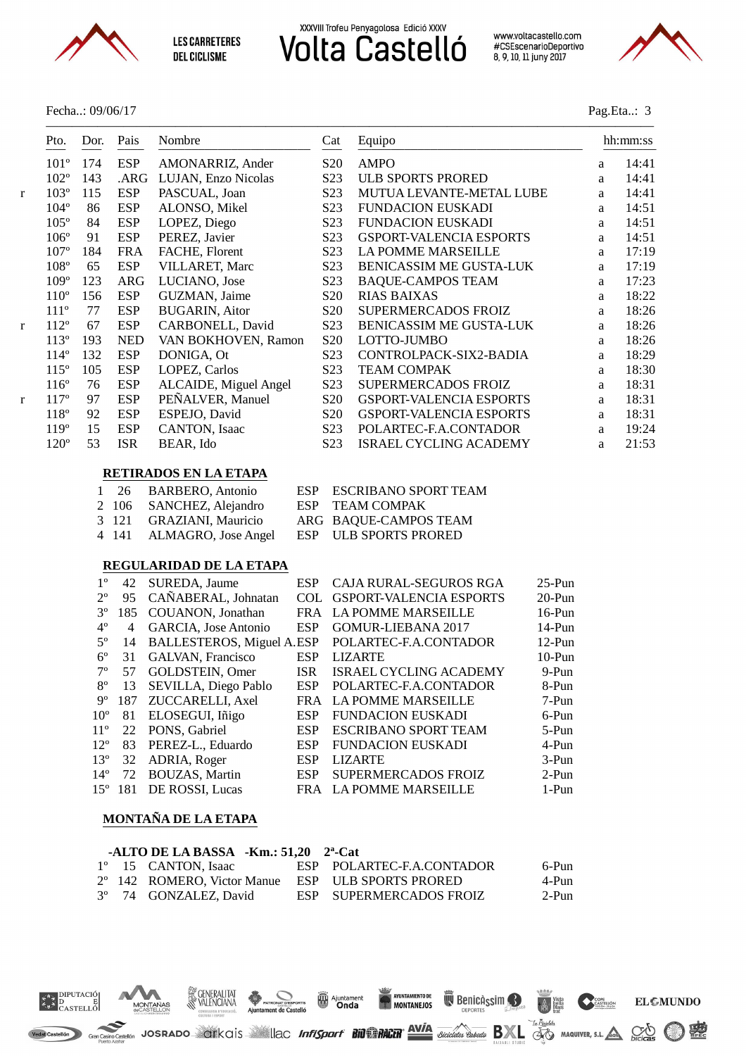Fecha..: 09/06/17 Pag.Eta..: 3

| | Pto. | Dor. | Pais | Nombre | Cat | Equipo | | hh:mm:ss |
|---|---|---|---|---|---|---|---|---|
| | 101º | 174 | ESP | AMONARRIZ, Ander | S20 | AMPO | a | 14:41 |
| | 102º | 143 | .ARG | LUJAN, Enzo Nicolas | S23 | ULB SPORTS PRORED | a | 14:41 |
| r | 103º | 115 | ESP | PASCUAL, Joan | S23 | MUTUA LEVANTE-METAL LUBE | a | 14:41 |
| | 104º | 86 | ESP | ALONSO, Mikel | S23 | FUNDACION EUSKADI | a | 14:51 |
| | 105º | 84 | ESP | LOPEZ, Diego | S23 | FUNDACION EUSKADI | a | 14:51 |
| | 106º | 91 | ESP | PEREZ, Javier | S23 | GSPORT-VALENCIA ESPORTS | a | 14:51 |
| | 107º | 184 | FRA | FACHE, Florent | S23 | LA POMME MARSEILLE | a | 17:19 |
| | 108º | 65 | ESP | VILLARET, Marc | S23 | BENICASSIM ME GUSTA-LUK | a | 17:19 |
| | 109º | 123 | ARG | LUCIANO, Jose | S23 | BAQUE-CAMPOS TEAM | a | 17:23 |
| | 110º | 156 | ESP | GUZMAN, Jaime | S20 | RIAS BAIXAS | a | 18:22 |
| | 111º | 77 | ESP | BUGARIN, Aitor | S20 | SUPERMERCADOS FROIZ | a | 18:26 |
| r | 112º | 67 | ESP | CARBONELL, David | S23 | BENICASSIM ME GUSTA-LUK | a | 18:26 |
| | 113º | 193 | NED | VAN BOKHOVEN, Ramon | S20 | LOTTO-JUMBO | a | 18:26 |
| | 114º | 132 | ESP | DONIGA, Ot | S23 | CONTROLPACK-SIX2-BADIA | a | 18:29 |
| | 115º | 105 | ESP | LOPEZ, Carlos | S23 | TEAM COMPAK | a | 18:30 |
| | 116º | 76 | ESP | ALCAIDE, Miguel Angel | S23 | SUPERMERCADOS FROIZ | a | 18:31 |
| r | 117º | 97 | ESP | PEÑALVER, Manuel | S20 | GSPORT-VALENCIA ESPORTS | a | 18:31 |
| | 118º | 92 | ESP | ESPEJO, David | S20 | GSPORT-VALENCIA ESPORTS | a | 18:31 |
| | 119º | 15 | ESP | CANTON, Isaac | S23 | POLARTEC-F.A.CONTADOR | a | 19:24 |
| | 120º | 53 | ISR | BEAR, Ido | S23 | ISRAEL CYCLING ACADEMY | a | 21:53 |

## RETIRADOS EN LA ETAPA

| | | | | |
|---|---|---|---|---|
| 1 | 26 | BARBERO, Antonio | ESP | ESCRIBANO SPORT TEAM |
| 2 | 106 | SANCHEZ, Alejandro | ESP | TEAM COMPAK |
| 3 | 121 | GRAZIANI, Mauricio | ARG | BAQUE-CAMPOS TEAM |
| 4 | 141 | ALMAGRO, Jose Angel | ESP | ULB SPORTS PRORED |

## REGULARIDAD DE LA ETAPA

| | | | | | |
|---|---|---|---|---|---|
| 1º | 42 | SUREDA, Jaume | ESP | CAJA RURAL-SEGUROS RGA | 25-Pun |
| 2º | 95 | CAÑABERAL, Johnatan | COL | GSPORT-VALENCIA ESPORTS | 20-Pun |
| 3º | 185 | COUANON, Jonathan | FRA | LA POMME MARSEILLE | 16-Pun |
| 4º | 4 | GARCIA, Jose Antonio | ESP | GOMUR-LIEBANA 2017 | 14-Pun |
| 5º | 14 | BALLESTEROS, Miguel A. | ESP | POLARTEC-F.A.CONTADOR | 12-Pun |
| 6º | 31 | GALVAN, Francisco | ESP | LIZARTE | 10-Pun |
| 7º | 57 | GOLDSTEIN, Omer | ISR | ISRAEL CYCLING ACADEMY | 9-Pun |
| 8º | 13 | SEVILLA, Diego Pablo | ESP | POLARTEC-F.A.CONTADOR | 8-Pun |
| 9º | 187 | ZUCCARELLI, Axel | FRA | LA POMME MARSEILLE | 7-Pun |
| 10º | 81 | ELOSEGUI, Iñigo | ESP | FUNDACION EUSKADI | 6-Pun |
| 11º | 22 | PONS, Gabriel | ESP | ESCRIBANO SPORT TEAM | 5-Pun |
| 12º | 83 | PEREZ-L., Eduardo | ESP | FUNDACION EUSKADI | 4-Pun |
| 13º | 32 | ADRIA, Roger | ESP | LIZARTE | 3-Pun |
| 14º | 72 | BOUZAS, Martin | ESP | SUPERMERCADOS FROIZ | 2-Pun |
| 15º | 181 | DE ROSSI, Lucas | FRA | LA POMME MARSEILLE | 1-Pun |

## MONTAÑA DE LA ETAPA

**-ALTO DE LA BASSA -Km.: 51,20 2ª-Cat**

| | | | | | |
|---|---|---|---|---|---|
| 1º | 15 | CANTON, Isaac | ESP | POLARTEC-F.A.CONTADOR | 6-Pun |
| 2º | 142 | ROMERO, Victor Manue | ESP | ULB SPORTS PRORED | 4-Pun |
| 3º | 74 | GONZALEZ, David | ESP | SUPERMERCADOS FROIZ | 2-Pun |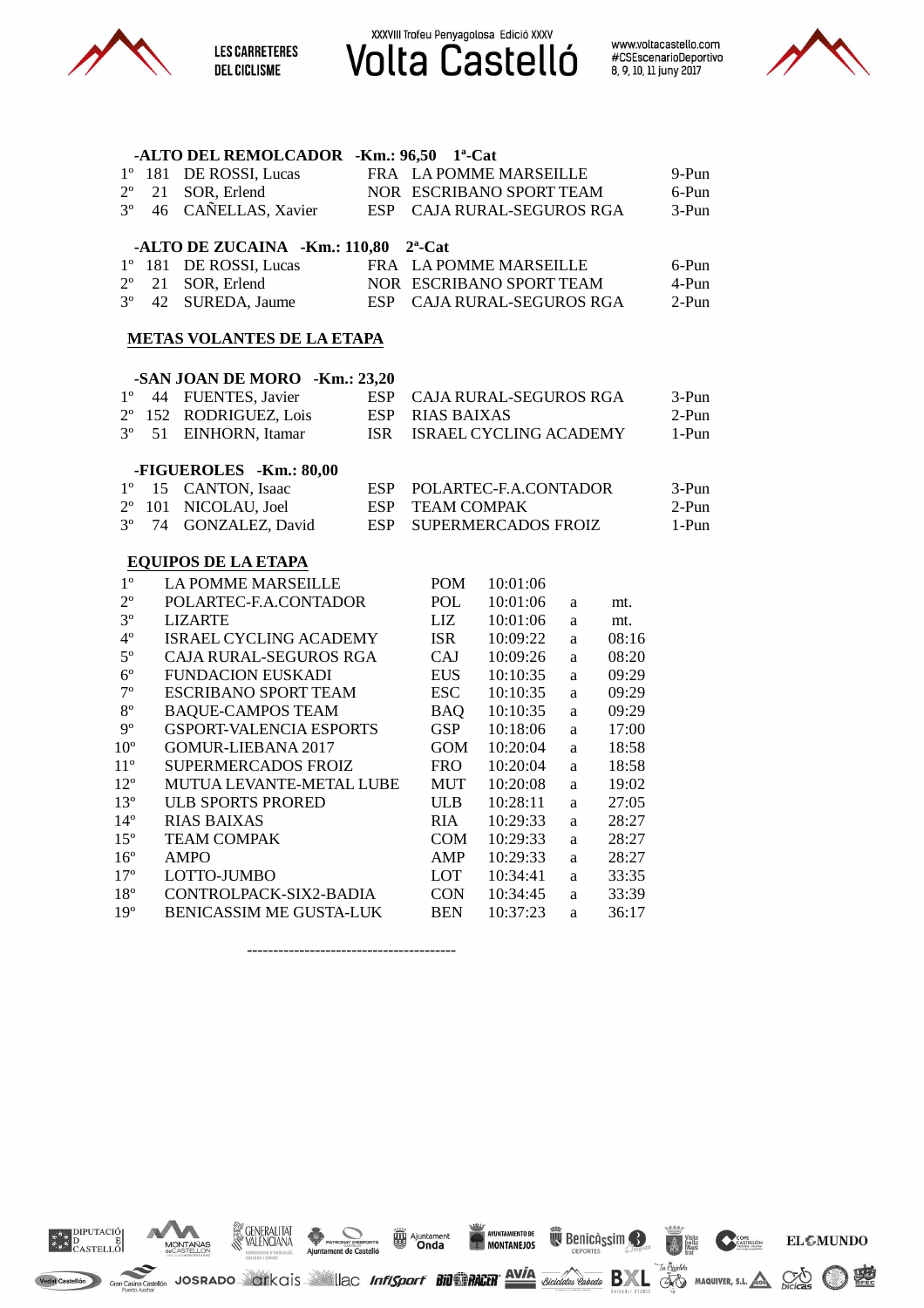**-ALTO DEL REMOLCADOR -Km.: 96,50 1ª-Cat**

| | | | | | |
|---|---|---|---|---|---|
| 1º | 181 | DE ROSSI, Lucas | FRA | LA POMME MARSEILLE | 9-Pun |
| 2º | 21 | SOR, Erlend | NOR | ESCRIBANO SPORT TEAM | 6-Pun |
| 3º | 46 | CAÑELLAS, Xavier | ESP | CAJA RURAL-SEGUROS RGA | 3-Pun |

**-ALTO DE ZUCAINA -Km.: 110,80 2ª-Cat**

| | | | | | |
|---|---|---|---|---|---|
| 1º | 181 | DE ROSSI, Lucas | FRA | LA POMME MARSEILLE | 6-Pun |
| 2º | 21 | SOR, Erlend | NOR | ESCRIBANO SPORT TEAM | 4-Pun |
| 3º | 42 | SUREDA, Jaume | ESP | CAJA RURAL-SEGUROS RGA | 2-Pun |

## METAS VOLANTES DE LA ETAPA

**-SAN JOAN DE MORO -Km.: 23,20**

| | | | | | |
|---|---|---|---|---|---|
| 1º | 44 | FUENTES, Javier | ESP | CAJA RURAL-SEGUROS RGA | 3-Pun |
| 2º | 152 | RODRIGUEZ, Lois | ESP | RIAS BAIXAS | 2-Pun |
| 3º | 51 | EINHORN, Itamar | ISR | ISRAEL CYCLING ACADEMY | 1-Pun |

**-FIGUEROLES -Km.: 80,00**

| | | | | | |
|---|---|---|---|---|---|
| 1º | 15 | CANTON, Isaac | ESP | POLARTEC-F.A.CONTADOR | 3-Pun |
| 2º | 101 | NICOLAU, Joel | ESP | TEAM COMPAK | 2-Pun |
| 3º | 74 | GONZALEZ, David | ESP | SUPERMERCADOS FROIZ | 1-Pun |

## EQUIPOS DE LA ETAPA

| | | | | | |
|---|---|---|---|---|---|
| 1º | LA POMME MARSEILLE | POM | 10:01:06 | | |
| 2º | POLARTEC-F.A.CONTADOR | POL | 10:01:06 | a | mt. |
| 3º | LIZARTE | LIZ | 10:01:06 | a | mt. |
| 4º | ISRAEL CYCLING ACADEMY | ISR | 10:09:22 | a | 08:16 |
| 5º | CAJA RURAL-SEGUROS RGA | CAJ | 10:09:26 | a | 08:20 |
| 6º | FUNDACION EUSKADI | EUS | 10:10:35 | a | 09:29 |
| 7º | ESCRIBANO SPORT TEAM | ESC | 10:10:35 | a | 09:29 |
| 8º | BAQUE-CAMPOS TEAM | BAQ | 10:10:35 | a | 09:29 |
| 9º | GSPORT-VALENCIA ESPORTS | GSP | 10:18:06 | a | 17:00 |
| 10º | GOMUR-LIEBANA 2017 | GOM | 10:20:04 | a | 18:58 |
| 11º | SUPERMERCADOS FROIZ | FRO | 10:20:04 | a | 18:58 |
| 12º | MUTUA LEVANTE-METAL LUBE | MUT | 10:20:08 | a | 19:02 |
| 13º | ULB SPORTS PRORED | ULB | 10:28:11 | a | 27:05 |
| 14º | RIAS BAIXAS | RIA | 10:29:33 | a | 28:27 |
| 15º | TEAM COMPAK | COM | 10:29:33 | a | 28:27 |
| 16º | AMPO | AMP | 10:29:33 | a | 28:27 |
| 17º | LOTTO-JUMBO | LOT | 10:34:41 | a | 33:35 |
| 18º | CONTROLPACK-SIX2-BADIA | CON | 10:34:45 | a | 33:39 |
| 19º | BENICASSIM ME GUSTA-LUK | BEN | 10:37:23 | a | 36:17 |

----------------------------------------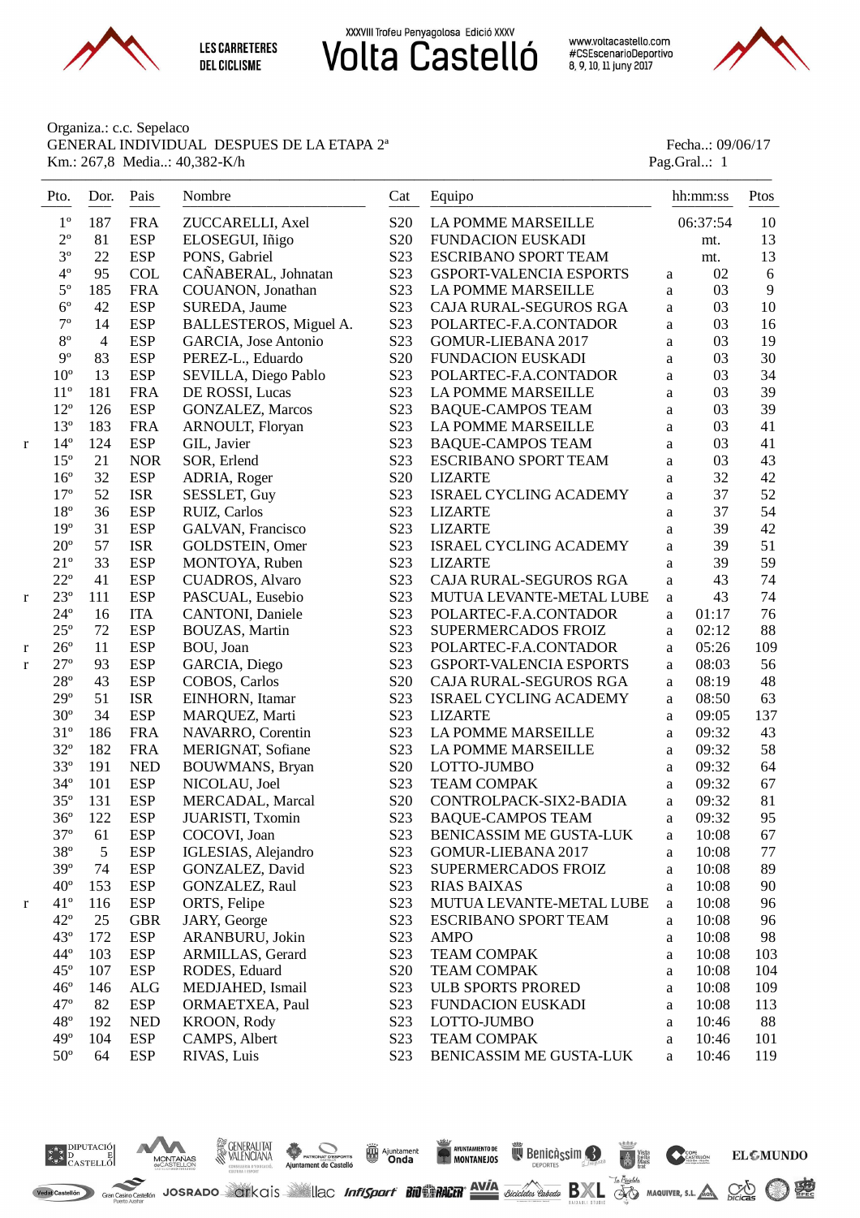XXXVIII Trofeu Penyagolosa Edició XXXV

# Volta Castelló

LES CARRETERES DEL CICLISME

www.voltacastello.com
#CSEscenarioDeportivo
8, 9, 10, 11 juny 2017

Organiza.: c.c. Sepelaco
GENERAL INDIVIDUAL DESPUES DE LA ETAPA 2ª
Km.: 267,8 Media..: 40,382-K/h

Fecha..: 09/06/17
Pag.Gral..: 1

| | Pto. | Dor. | Pais | Nombre | Cat | Equipo | | hh:mm:ss | Ptos |
|---|---|---|---|---|---|---|---|---|---|
| | 1º | 187 | FRA | ZUCCARELLI, Axel | S20 | LA POMME MARSEILLE | | 06:37:54 | 10 |
| | 2º | 81 | ESP | ELOSEGUI, Iñigo | S20 | FUNDACION EUSKADI | | mt. | 13 |
| | 3º | 22 | ESP | PONS, Gabriel | S23 | ESCRIBANO SPORT TEAM | | mt. | 13 |
| | 4º | 95 | COL | CAÑABERAL, Johnatan | S23 | GSPORT-VALENCIA ESPORTS | a | 02 | 6 |
| | 5º | 185 | FRA | COUANON, Jonathan | S23 | LA POMME MARSEILLE | a | 03 | 9 |
| | 6º | 42 | ESP | SUREDA, Jaume | S23 | CAJA RURAL-SEGUROS RGA | a | 03 | 10 |
| | 7º | 14 | ESP | BALLESTEROS, Miguel A. | S23 | POLARTEC-F.A.CONTADOR | a | 03 | 16 |
| | 8º | 4 | ESP | GARCIA, Jose Antonio | S23 | GOMUR-LIEBANA 2017 | a | 03 | 19 |
| | 9º | 83 | ESP | PEREZ-L., Eduardo | S20 | FUNDACION EUSKADI | a | 03 | 30 |
| | 10º | 13 | ESP | SEVILLA, Diego Pablo | S23 | POLARTEC-F.A.CONTADOR | a | 03 | 34 |
| | 11º | 181 | FRA | DE ROSSI, Lucas | S23 | LA POMME MARSEILLE | a | 03 | 39 |
| | 12º | 126 | ESP | GONZALEZ, Marcos | S23 | BAQUE-CAMPOS TEAM | a | 03 | 39 |
| | 13º | 183 | FRA | ARNOULT, Floryan | S23 | LA POMME MARSEILLE | a | 03 | 41 |
| r | 14º | 124 | ESP | GIL, Javier | S23 | BAQUE-CAMPOS TEAM | a | 03 | 41 |
| | 15º | 21 | NOR | SOR, Erlend | S23 | ESCRIBANO SPORT TEAM | a | 03 | 43 |
| | 16º | 32 | ESP | ADRIA, Roger | S20 | LIZARTE | a | 32 | 42 |
| | 17º | 52 | ISR | SESSLET, Guy | S23 | ISRAEL CYCLING ACADEMY | a | 37 | 52 |
| | 18º | 36 | ESP | RUIZ, Carlos | S23 | LIZARTE | a | 37 | 54 |
| | 19º | 31 | ESP | GALVAN, Francisco | S23 | LIZARTE | a | 39 | 42 |
| | 20º | 57 | ISR | GOLDSTEIN, Omer | S23 | ISRAEL CYCLING ACADEMY | a | 39 | 51 |
| | 21º | 33 | ESP | MONTOYA, Ruben | S23 | LIZARTE | a | 39 | 59 |
| | 22º | 41 | ESP | CUADROS, Alvaro | S23 | CAJA RURAL-SEGUROS RGA | a | 43 | 74 |
| r | 23º | 111 | ESP | PASCUAL, Eusebio | S23 | MUTUA LEVANTE-METAL LUBE | a | 43 | 74 |
| | 24º | 16 | ITA | CANTONI, Daniele | S23 | POLARTEC-F.A.CONTADOR | a | 01:17 | 76 |
| | 25º | 72 | ESP | BOUZAS, Martin | S23 | SUPERMERCADOS FROIZ | a | 02:12 | 88 |
| r | 26º | 11 | ESP | BOU, Joan | S23 | POLARTEC-F.A.CONTADOR | a | 05:26 | 109 |
| r | 27º | 93 | ESP | GARCIA, Diego | S23 | GSPORT-VALENCIA ESPORTS | a | 08:03 | 56 |
| | 28º | 43 | ESP | COBOS, Carlos | S20 | CAJA RURAL-SEGUROS RGA | a | 08:19 | 48 |
| | 29º | 51 | ISR | EINHORN, Itamar | S23 | ISRAEL CYCLING ACADEMY | a | 08:50 | 63 |
| | 30º | 34 | ESP | MARQUEZ, Marti | S23 | LIZARTE | a | 09:05 | 137 |
| | 31º | 186 | FRA | NAVARRO, Corentin | S23 | LA POMME MARSEILLE | a | 09:32 | 43 |
| | 32º | 182 | FRA | MERIGNAT, Sofiane | S23 | LA POMME MARSEILLE | a | 09:32 | 58 |
| | 33º | 191 | NED | BOUWMANS, Bryan | S20 | LOTTO-JUMBO | a | 09:32 | 64 |
| | 34º | 101 | ESP | NICOLAU, Joel | S23 | TEAM COMPAK | a | 09:32 | 67 |
| | 35º | 131 | ESP | MERCADAL, Marcal | S20 | CONTROLPACK-SIX2-BADIA | a | 09:32 | 81 |
| | 36º | 122 | ESP | JUARISTI, Txomin | S23 | BAQUE-CAMPOS TEAM | a | 09:32 | 95 |
| | 37º | 61 | ESP | COCOVI, Joan | S23 | BENICASSIM ME GUSTA-LUK | a | 10:08 | 67 |
| | 38º | 5 | ESP | IGLESIAS, Alejandro | S23 | GOMUR-LIEBANA 2017 | a | 10:08 | 77 |
| | 39º | 74 | ESP | GONZALEZ, David | S23 | SUPERMERCADOS FROIZ | a | 10:08 | 89 |
| | 40º | 153 | ESP | GONZALEZ, Raul | S23 | RIAS BAIXAS | a | 10:08 | 90 |
| r | 41º | 116 | ESP | ORTS, Felipe | S23 | MUTUA LEVANTE-METAL LUBE | a | 10:08 | 96 |
| | 42º | 25 | GBR | JARY, George | S23 | ESCRIBANO SPORT TEAM | a | 10:08 | 96 |
| | 43º | 172 | ESP | ARANBURU, Jokin | S23 | AMPO | a | 10:08 | 98 |
| | 44º | 103 | ESP | ARMILLAS, Gerard | S23 | TEAM COMPAK | a | 10:08 | 103 |
| | 45º | 107 | ESP | RODES, Eduard | S20 | TEAM COMPAK | a | 10:08 | 104 |
| | 46º | 146 | ALG | MEDJAHED, Ismail | S23 | ULB SPORTS PRORED | a | 10:08 | 109 |
| | 47º | 82 | ESP | ORMAETXEA, Paul | S23 | FUNDACION EUSKADI | a | 10:08 | 113 |
| | 48º | 192 | NED | KROON, Rody | S23 | LOTTO-JUMBO | a | 10:46 | 88 |
| | 49º | 104 | ESP | CAMPS, Albert | S23 | TEAM COMPAK | a | 10:46 | 101 |
| | 50º | 64 | ESP | RIVAS, Luis | S23 | BENICASSIM ME GUSTA-LUK | a | 10:46 | 119 |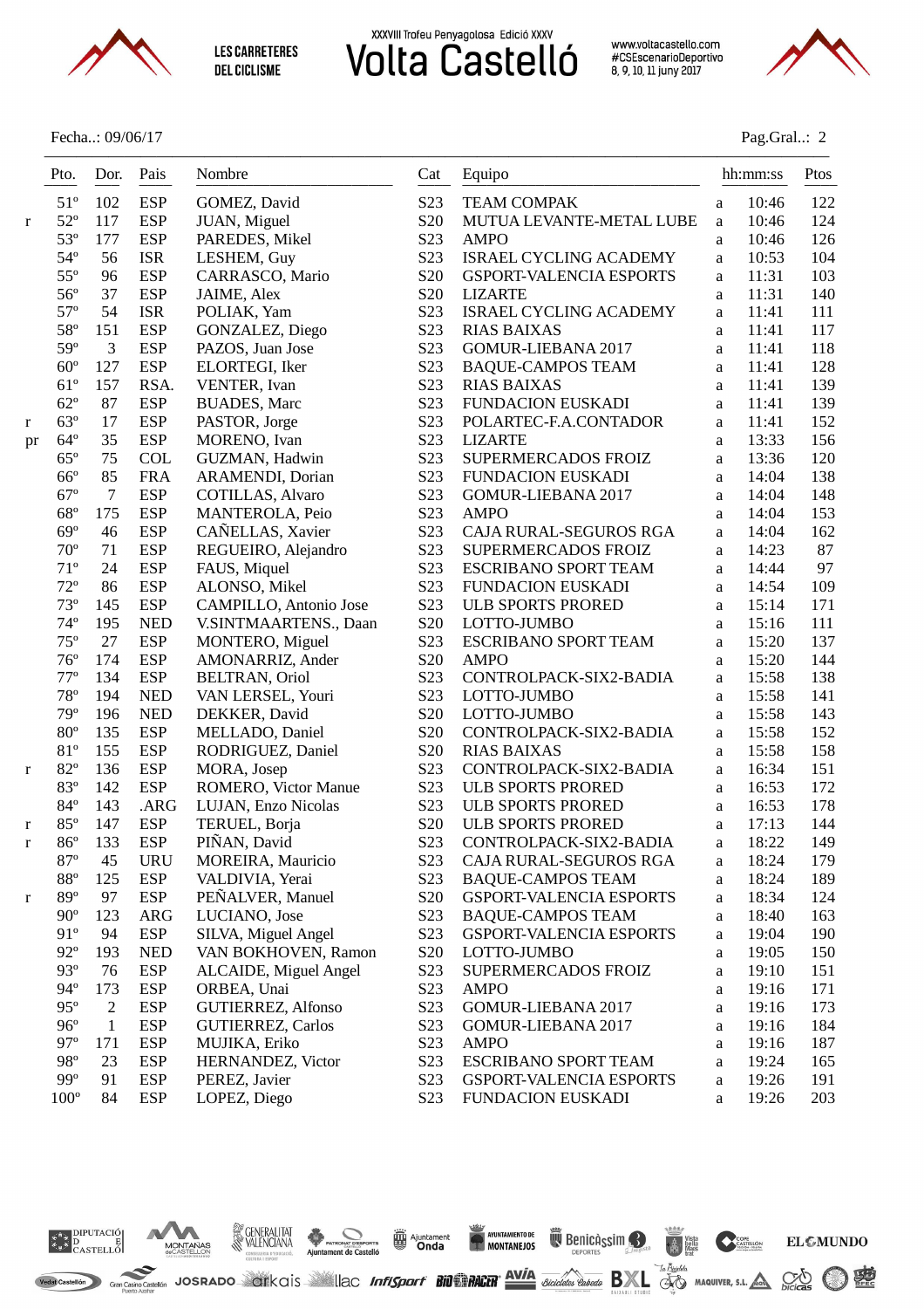XXXVIII Trofeu Penyagolosa Edició XXXV

# Volta Castelló

LES CARRETERES DEL CICLISME

www.voltacastello.com
#CSEscenarioDeportivo
8, 9, 10, 11 juny 2017

Fecha..: 09/06/17

Pag.Gral..: 2

| | Pto. | Dor. | Pais | Nombre | Cat | Equipo | | hh:mm:ss | Ptos |
|---|---|---|---|---|---|---|---|---|---|
| | 51º | 102 | ESP | GOMEZ, David | S23 | TEAM COMPAK | a | 10:46 | 122 |
| r | 52º | 117 | ESP | JUAN, Miguel | S20 | MUTUA LEVANTE-METAL LUBE | a | 10:46 | 124 |
| | 53º | 177 | ESP | PAREDES, Mikel | S23 | AMPO | a | 10:46 | 126 |
| | 54º | 56 | ISR | LESHEM, Guy | S23 | ISRAEL CYCLING ACADEMY | a | 10:53 | 104 |
| | 55º | 96 | ESP | CARRASCO, Mario | S20 | GSPORT-VALENCIA ESPORTS | a | 11:31 | 103 |
| | 56º | 37 | ESP | JAIME, Alex | S20 | LIZARTE | a | 11:31 | 140 |
| | 57º | 54 | ISR | POLIAK, Yam | S23 | ISRAEL CYCLING ACADEMY | a | 11:41 | 111 |
| | 58º | 151 | ESP | GONZALEZ, Diego | S23 | RIAS BAIXAS | a | 11:41 | 117 |
| | 59º | 3 | ESP | PAZOS, Juan Jose | S23 | GOMUR-LIEBANA 2017 | a | 11:41 | 118 |
| | 60º | 127 | ESP | ELORTEGI, Iker | S23 | BAQUE-CAMPOS TEAM | a | 11:41 | 128 |
| | 61º | 157 | RSA. | VENTER, Ivan | S23 | RIAS BAIXAS | a | 11:41 | 139 |
| | 62º | 87 | ESP | BUADES, Marc | S23 | FUNDACION EUSKADI | a | 11:41 | 139 |
| r | 63º | 17 | ESP | PASTOR, Jorge | S23 | POLARTEC-F.A.CONTADOR | a | 11:41 | 152 |
| pr | 64º | 35 | ESP | MORENO, Ivan | S23 | LIZARTE | a | 13:33 | 156 |
| | 65º | 75 | COL | GUZMAN, Hadwin | S23 | SUPERMERCADOS FROIZ | a | 13:36 | 120 |
| | 66º | 85 | FRA | ARAMENDI, Dorian | S23 | FUNDACION EUSKADI | a | 14:04 | 138 |
| | 67º | 7 | ESP | COTILLAS, Alvaro | S23 | GOMUR-LIEBANA 2017 | a | 14:04 | 148 |
| | 68º | 175 | ESP | MANTEROLA, Peio | S23 | AMPO | a | 14:04 | 153 |
| | 69º | 46 | ESP | CAÑELLAS, Xavier | S23 | CAJA RURAL-SEGUROS RGA | a | 14:04 | 162 |
| | 70º | 71 | ESP | REGUEIRO, Alejandro | S23 | SUPERMERCADOS FROIZ | a | 14:23 | 87 |
| | 71º | 24 | ESP | FAUS, Miquel | S23 | ESCRIBANO SPORT TEAM | a | 14:44 | 97 |
| | 72º | 86 | ESP | ALONSO, Mikel | S23 | FUNDACION EUSKADI | a | 14:54 | 109 |
| | 73º | 145 | ESP | CAMPILLO, Antonio Jose | S23 | ULB SPORTS PRORED | a | 15:14 | 171 |
| | 74º | 195 | NED | V.SINTMAARTENS., Daan | S20 | LOTTO-JUMBO | a | 15:16 | 111 |
| | 75º | 27 | ESP | MONTERO, Miguel | S23 | ESCRIBANO SPORT TEAM | a | 15:20 | 137 |
| | 76º | 174 | ESP | AMONARRIZ, Ander | S20 | AMPO | a | 15:20 | 144 |
| | 77º | 134 | ESP | BELTRAN, Oriol | S23 | CONTROLPACK-SIX2-BADIA | a | 15:58 | 138 |
| | 78º | 194 | NED | VAN LERSEL, Youri | S23 | LOTTO-JUMBO | a | 15:58 | 141 |
| | 79º | 196 | NED | DEKKER, David | S20 | LOTTO-JUMBO | a | 15:58 | 143 |
| | 80º | 135 | ESP | MELLADO, Daniel | S20 | CONTROLPACK-SIX2-BADIA | a | 15:58 | 152 |
| | 81º | 155 | ESP | RODRIGUEZ, Daniel | S20 | RIAS BAIXAS | a | 15:58 | 158 |
| r | 82º | 136 | ESP | MORA, Josep | S23 | CONTROLPACK-SIX2-BADIA | a | 16:34 | 151 |
| | 83º | 142 | ESP | ROMERO, Victor Manue | S23 | ULB SPORTS PRORED | a | 16:53 | 172 |
| | 84º | 143 | .ARG | LUJAN, Enzo Nicolas | S23 | ULB SPORTS PRORED | a | 16:53 | 178 |
| r | 85º | 147 | ESP | TERUEL, Borja | S20 | ULB SPORTS PRORED | a | 17:13 | 144 |
| r | 86º | 133 | ESP | PIÑAN, David | S23 | CONTROLPACK-SIX2-BADIA | a | 18:22 | 149 |
| | 87º | 45 | URU | MOREIRA, Mauricio | S23 | CAJA RURAL-SEGUROS RGA | a | 18:24 | 179 |
| | 88º | 125 | ESP | VALDIVIA, Yerai | S23 | BAQUE-CAMPOS TEAM | a | 18:24 | 189 |
| r | 89º | 97 | ESP | PEÑALVER, Manuel | S20 | GSPORT-VALENCIA ESPORTS | a | 18:34 | 124 |
| | 90º | 123 | ARG | LUCIANO, Jose | S23 | BAQUE-CAMPOS TEAM | a | 18:40 | 163 |
| | 91º | 94 | ESP | SILVA, Miguel Angel | S23 | GSPORT-VALENCIA ESPORTS | a | 19:04 | 190 |
| | 92º | 193 | NED | VAN BOKHOVEN, Ramon | S20 | LOTTO-JUMBO | a | 19:05 | 150 |
| | 93º | 76 | ESP | ALCAIDE, Miguel Angel | S23 | SUPERMERCADOS FROIZ | a | 19:10 | 151 |
| | 94º | 173 | ESP | ORBEA, Unai | S23 | AMPO | a | 19:16 | 171 |
| | 95º | 2 | ESP | GUTIERREZ, Alfonso | S23 | GOMUR-LIEBANA 2017 | a | 19:16 | 173 |
| | 96º | 1 | ESP | GUTIERREZ, Carlos | S23 | GOMUR-LIEBANA 2017 | a | 19:16 | 184 |
| | 97º | 171 | ESP | MUJIKA, Eriko | S23 | AMPO | a | 19:16 | 187 |
| | 98º | 23 | ESP | HERNANDEZ, Victor | S23 | ESCRIBANO SPORT TEAM | a | 19:24 | 165 |
| | 99º | 91 | ESP | PEREZ, Javier | S23 | GSPORT-VALENCIA ESPORTS | a | 19:26 | 191 |
| | 100º | 84 | ESP | LOPEZ, Diego | S23 | FUNDACION EUSKADI | a | 19:26 | 203 |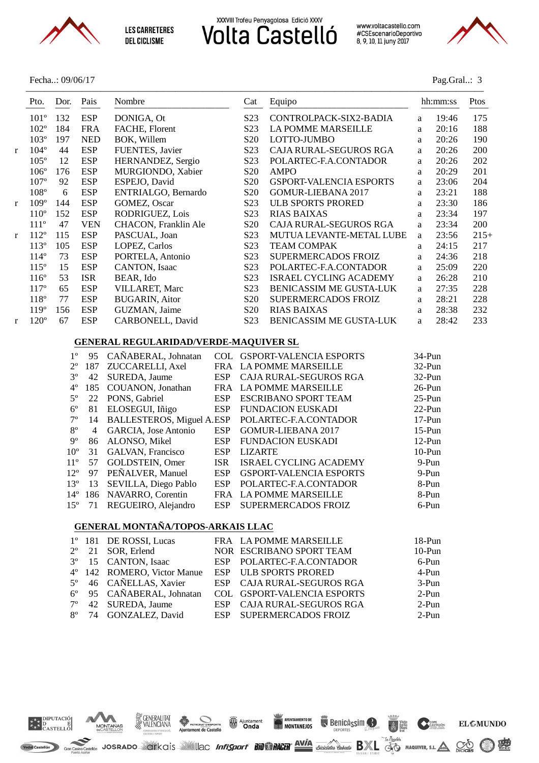XXXVIII Trofeu Penyagolosa Edició XXXV

# Volta Castelló

LES CARRETERES DEL CICLISME

www.voltacastello.com
#CSEscenarioDeportivo
8, 9, 10, 11 juny 2017

Fecha..: 09/06/17

Pag.Gral..: 3

| | Pto. | Dor. | Pais | Nombre | Cat | Equipo | | hh:mm:ss | Ptos |
|---|---|---|---|---|---|---|---|---|---|
| | 101º | 132 | ESP | DONIGA, Ot | S23 | CONTROLPACK-SIX2-BADIA | a | 19:46 | 175 |
| | 102º | 184 | FRA | FACHE, Florent | S23 | LA POMME MARSEILLE | a | 20:16 | 188 |
| | 103º | 197 | NED | BOK, Willem | S20 | LOTTO-JUMBO | a | 20:26 | 190 |
| r | 104º | 44 | ESP | FUENTES, Javier | S23 | CAJA RURAL-SEGUROS RGA | a | 20:26 | 200 |
| | 105º | 12 | ESP | HERNANDEZ, Sergio | S23 | POLARTEC-F.A.CONTADOR | a | 20:26 | 202 |
| | 106º | 176 | ESP | MURGIONDO, Xabier | S20 | AMPO | a | 20:29 | 201 |
| | 107º | 92 | ESP | ESPEJO, David | S20 | GSPORT-VALENCIA ESPORTS | a | 23:06 | 204 |
| | 108º | 6 | ESP | ENTRIALGO, Bernardo | S20 | GOMUR-LIEBANA 2017 | a | 23:21 | 188 |
| r | 109º | 144 | ESP | GOMEZ, Oscar | S23 | ULB SPORTS PRORED | a | 23:30 | 186 |
| | 110º | 152 | ESP | RODRIGUEZ, Lois | S23 | RIAS BAIXAS | a | 23:34 | 197 |
| | 111º | 47 | VEN | CHACON, Franklin Ale | S20 | CAJA RURAL-SEGUROS RGA | a | 23:34 | 200 |
| r | 112º | 115 | ESP | PASCUAL, Joan | S23 | MUTUA LEVANTE-METAL LUBE | a | 23:56 | 215+ |
| | 113º | 105 | ESP | LOPEZ, Carlos | S23 | TEAM COMPAK | a | 24:15 | 217 |
| | 114º | 73 | ESP | PORTELA, Antonio | S23 | SUPERMERCADOS FROIZ | a | 24:36 | 218 |
| | 115º | 15 | ESP | CANTON, Isaac | S23 | POLARTEC-F.A.CONTADOR | a | 25:09 | 220 |
| | 116º | 53 | ISR | BEAR, Ido | S23 | ISRAEL CYCLING ACADEMY | a | 26:28 | 210 |
| | 117º | 65 | ESP | VILLARET, Marc | S23 | BENICASSIM ME GUSTA-LUK | a | 27:35 | 228 |
| | 118º | 77 | ESP | BUGARIN, Aitor | S20 | SUPERMERCADOS FROIZ | a | 28:21 | 228 |
| | 119º | 156 | ESP | GUZMAN, Jaime | S20 | RIAS BAIXAS | a | 28:38 | 232 |
| r | 120º | 67 | ESP | CARBONELL, David | S23 | BENICASSIM ME GUSTA-LUK | a | 28:42 | 233 |

## GENERAL REGULARIDAD/VERDE-MAQUIVER SL

| | | | | | |
|---|---|---|---|---|---|
| 1º | 95 | CAÑABERAL, Johnatan | COL | GSPORT-VALENCIA ESPORTS | 34-Pun |
| 2º | 187 | ZUCCARELLI, Axel | FRA | LA POMME MARSEILLE | 32-Pun |
| 3º | 42 | SUREDA, Jaume | ESP | CAJA RURAL-SEGUROS RGA | 32-Pun |
| 4º | 185 | COUANON, Jonathan | FRA | LA POMME MARSEILLE | 26-Pun |
| 5º | 22 | PONS, Gabriel | ESP | ESCRIBANO SPORT TEAM | 25-Pun |
| 6º | 81 | ELOSEGUI, Iñigo | ESP | FUNDACION EUSKADI | 22-Pun |
| 7º | 14 | BALLESTEROS, Miguel A. | ESP | POLARTEC-F.A.CONTADOR | 17-Pun |
| 8º | 4 | GARCIA, Jose Antonio | ESP | GOMUR-LIEBANA 2017 | 15-Pun |
| 9º | 86 | ALONSO, Mikel | ESP | FUNDACION EUSKADI | 12-Pun |
| 10º | 31 | GALVAN, Francisco | ESP | LIZARTE | 10-Pun |
| 11º | 57 | GOLDSTEIN, Omer | ISR | ISRAEL CYCLING ACADEMY | 9-Pun |
| 12º | 97 | PEÑALVER, Manuel | ESP | GSPORT-VALENCIA ESPORTS | 9-Pun |
| 13º | 13 | SEVILLA, Diego Pablo | ESP | POLARTEC-F.A.CONTADOR | 8-Pun |
| 14º | 186 | NAVARRO, Corentin | FRA | LA POMME MARSEILLE | 8-Pun |
| 15º | 71 | REGUEIRO, Alejandro | ESP | SUPERMERCADOS FROIZ | 6-Pun |

## GENERAL MONTAÑA/TOPOS-ARKAIS LLAC

| | | | | | |
|---|---|---|---|---|---|
| 1º | 181 | DE ROSSI, Lucas | FRA | LA POMME MARSEILLE | 18-Pun |
| 2º | 21 | SOR, Erlend | NOR | ESCRIBANO SPORT TEAM | 10-Pun |
| 3º | 15 | CANTON, Isaac | ESP | POLARTEC-F.A.CONTADOR | 6-Pun |
| 4º | 142 | ROMERO, Victor Manue | ESP | ULB SPORTS PRORED | 4-Pun |
| 5º | 46 | CAÑELLAS, Xavier | ESP | CAJA RURAL-SEGUROS RGA | 3-Pun |
| 6º | 95 | CAÑABERAL, Johnatan | COL | GSPORT-VALENCIA ESPORTS | 2-Pun |
| 7º | 42 | SUREDA, Jaume | ESP | CAJA RURAL-SEGUROS RGA | 2-Pun |
| 8º | 74 | GONZALEZ, David | ESP | SUPERMERCADOS FROIZ | 2-Pun |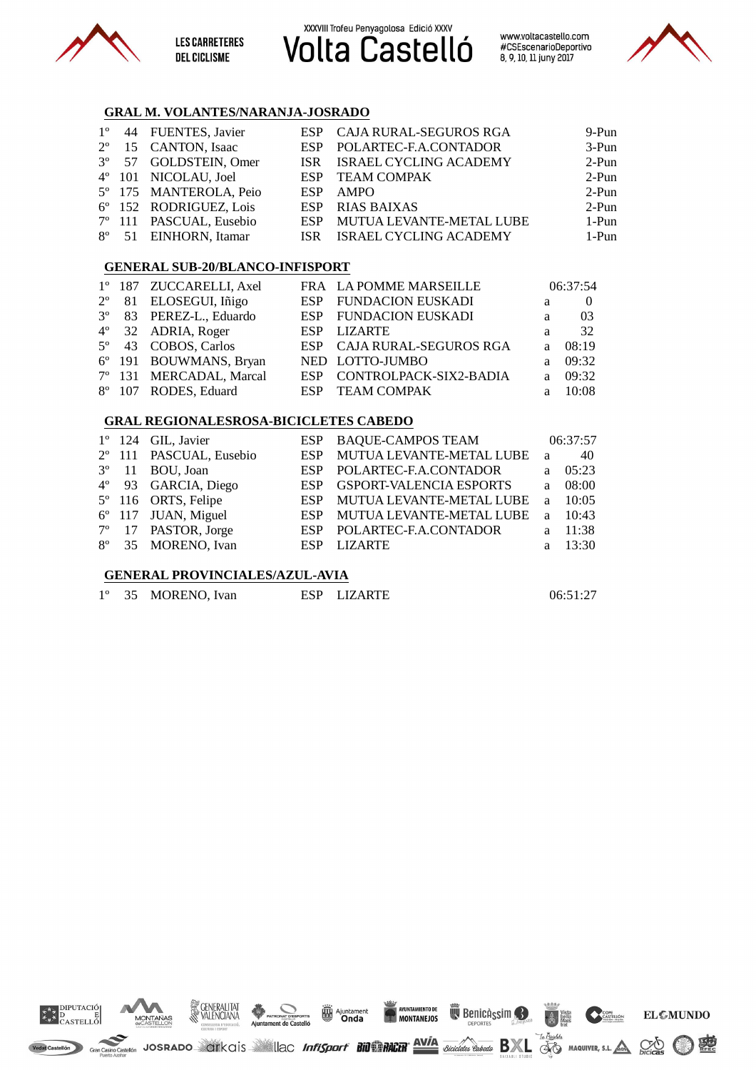## GRAL M. VOLANTES/NARANJA-JOSRADO

| | | | | | |
|---|---|---|---|---|---|
| 1º | 44 | FUENTES, Javier | ESP | CAJA RURAL-SEGUROS RGA | 9-Pun |
| 2º | 15 | CANTON, Isaac | ESP | POLARTEC-F.A.CONTADOR | 3-Pun |
| 3º | 57 | GOLDSTEIN, Omer | ISR | ISRAEL CYCLING ACADEMY | 2-Pun |
| 4º | 101 | NICOLAU, Joel | ESP | TEAM COMPAK | 2-Pun |
| 5º | 175 | MANTEROLA, Peio | ESP | AMPO | 2-Pun |
| 6º | 152 | RODRIGUEZ, Lois | ESP | RIAS BAIXAS | 2-Pun |
| 7º | 111 | PASCUAL, Eusebio | ESP | MUTUA LEVANTE-METAL LUBE | 1-Pun |
| 8º | 51 | EINHORN, Itamar | ISR | ISRAEL CYCLING ACADEMY | 1-Pun |

## GENERAL SUB-20/BLANCO-INFISPORT

| | | | | | | |
|---|---|---|---|---|---|---|
| 1º | 187 | ZUCCARELLI, Axel | FRA | LA POMME MARSEILLE | | 06:37:54 |
| 2º | 81 | ELOSEGUI, Iñigo | ESP | FUNDACION EUSKADI | a | 0 |
| 3º | 83 | PEREZ-L., Eduardo | ESP | FUNDACION EUSKADI | a | 03 |
| 4º | 32 | ADRIA, Roger | ESP | LIZARTE | a | 32 |
| 5º | 43 | COBOS, Carlos | ESP | CAJA RURAL-SEGUROS RGA | a | 08:19 |
| 6º | 191 | BOUWMANS, Bryan | NED | LOTTO-JUMBO | a | 09:32 |
| 7º | 131 | MERCADAL, Marcal | ESP | CONTROLPACK-SIX2-BADIA | a | 09:32 |
| 8º | 107 | RODES, Eduard | ESP | TEAM COMPAK | a | 10:08 |

## GRAL REGIONALESROSA-BICICLETES CABEDO

| | | | | | | |
|---|---|---|---|---|---|---|
| 1º | 124 | GIL, Javier | ESP | BAQUE-CAMPOS TEAM | | 06:37:57 |
| 2º | 111 | PASCUAL, Eusebio | ESP | MUTUA LEVANTE-METAL LUBE | a | 40 |
| 3º | 11 | BOU, Joan | ESP | POLARTEC-F.A.CONTADOR | a | 05:23 |
| 4º | 93 | GARCIA, Diego | ESP | GSPORT-VALENCIA ESPORTS | a | 08:00 |
| 5º | 116 | ORTS, Felipe | ESP | MUTUA LEVANTE-METAL LUBE | a | 10:05 |
| 6º | 117 | JUAN, Miguel | ESP | MUTUA LEVANTE-METAL LUBE | a | 10:43 |
| 7º | 17 | PASTOR, Jorge | ESP | POLARTEC-F.A.CONTADOR | a | 11:38 |
| 8º | 35 | MORENO, Ivan | ESP | LIZARTE | a | 13:30 |

## GENERAL PROVINCIALES/AZUL-AVIA

| | | | | | |
|---|---|---|---|---|---|
| 1º | 35 | MORENO, Ivan | ESP | LIZARTE | 06:51:27 |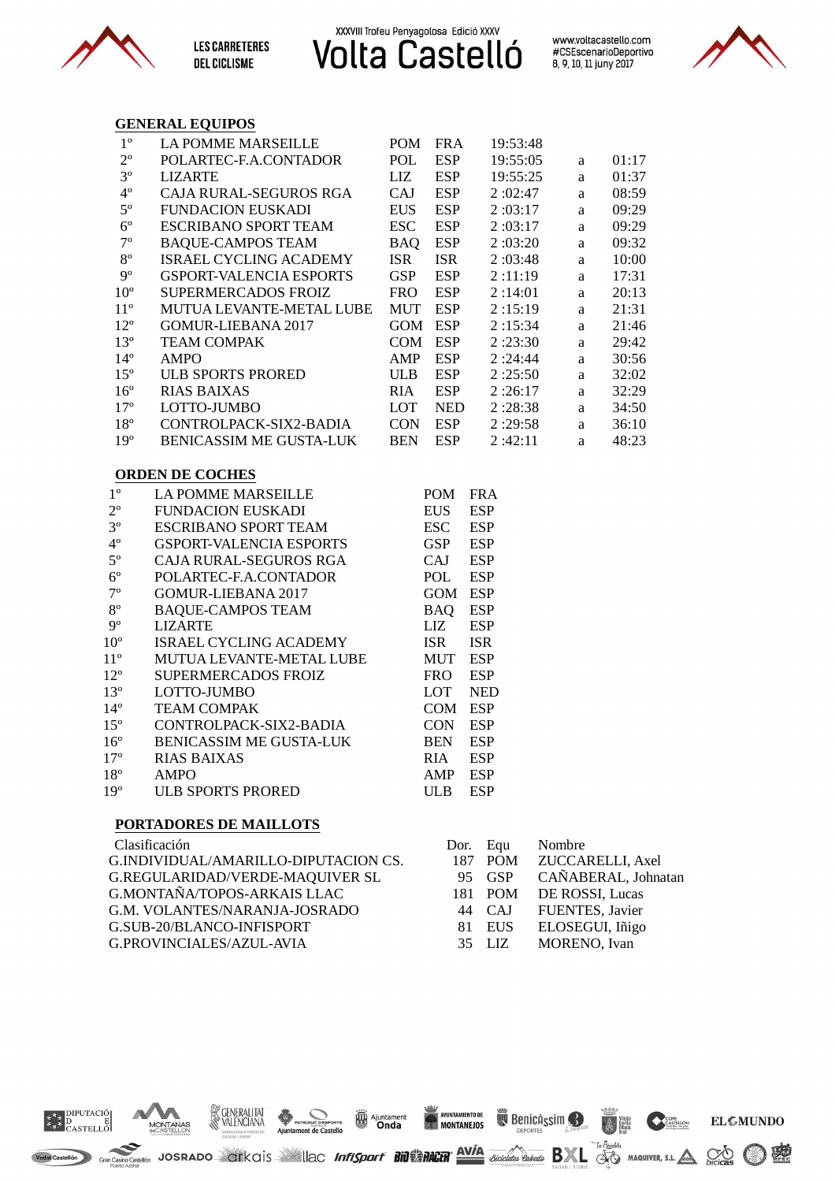## GENERAL EQUIPOS

| | | | | | | |
|---|---|---|---|---|---|---|
| 1º | LA POMME MARSEILLE | POM | FRA | 19:53:48 | | |
| 2º | POLARTEC-F.A.CONTADOR | POL | ESP | 19:55:05 | a | 01:17 |
| 3º | LIZARTE | LIZ | ESP | 19:55:25 | a | 01:37 |
| 4º | CAJA RURAL-SEGUROS RGA | CAJ | ESP | 2 :02:47 | a | 08:59 |
| 5º | FUNDACION EUSKADI | EUS | ESP | 2 :03:17 | a | 09:29 |
| 6º | ESCRIBANO SPORT TEAM | ESC | ESP | 2 :03:17 | a | 09:29 |
| 7º | BAQUE-CAMPOS TEAM | BAQ | ESP | 2 :03:20 | a | 09:32 |
| 8º | ISRAEL CYCLING ACADEMY | ISR | ISR | 2 :03:48 | a | 10:00 |
| 9º | GSPORT-VALENCIA ESPORTS | GSP | ESP | 2 :11:19 | a | 17:31 |
| 10º | SUPERMERCADOS FROIZ | FRO | ESP | 2 :14:01 | a | 20:13 |
| 11º | MUTUA LEVANTE-METAL LUBE | MUT | ESP | 2 :15:19 | a | 21:31 |
| 12º | GOMUR-LIEBANA 2017 | GOM | ESP | 2 :15:34 | a | 21:46 |
| 13º | TEAM COMPAK | COM | ESP | 2 :23:30 | a | 29:42 |
| 14º | AMPO | AMP | ESP | 2 :24:44 | a | 30:56 |
| 15º | ULB SPORTS PRORED | ULB | ESP | 2 :25:50 | a | 32:02 |
| 16º | RIAS BAIXAS | RIA | ESP | 2 :26:17 | a | 32:29 |
| 17º | LOTTO-JUMBO | LOT | NED | 2 :28:38 | a | 34:50 |
| 18º | CONTROLPACK-SIX2-BADIA | CON | ESP | 2 :29:58 | a | 36:10 |
| 19º | BENICASSIM ME GUSTA-LUK | BEN | ESP | 2 :42:11 | a | 48:23 |

## ORDEN DE COCHES

| | | | |
|---|---|---|---|
| 1º | LA POMME MARSEILLE | POM | FRA |
| 2º | FUNDACION EUSKADI | EUS | ESP |
| 3º | ESCRIBANO SPORT TEAM | ESC | ESP |
| 4º | GSPORT-VALENCIA ESPORTS | GSP | ESP |
| 5º | CAJA RURAL-SEGUROS RGA | CAJ | ESP |
| 6º | POLARTEC-F.A.CONTADOR | POL | ESP |
| 7º | GOMUR-LIEBANA 2017 | GOM | ESP |
| 8º | BAQUE-CAMPOS TEAM | BAQ | ESP |
| 9º | LIZARTE | LIZ | ESP |
| 10º | ISRAEL CYCLING ACADEMY | ISR | ISR |
| 11º | MUTUA LEVANTE-METAL LUBE | MUT | ESP |
| 12º | SUPERMERCADOS FROIZ | FRO | ESP |
| 13º | LOTTO-JUMBO | LOT | NED |
| 14º | TEAM COMPAK | COM | ESP |
| 15º | CONTROLPACK-SIX2-BADIA | CON | ESP |
| 16º | BENICASSIM ME GUSTA-LUK | BEN | ESP |
| 17º | RIAS BAIXAS | RIA | ESP |
| 18º | AMPO | AMP | ESP |
| 19º | ULB SPORTS PRORED | ULB | ESP |

## PORTADORES DE MAILLOTS

| Clasificación | Dor. | Equ | Nombre |
|---|---|---|---|
| G.INDIVIDUAL/AMARILLO-DIPUTACION CS. | 187 | POM | ZUCCARELLI, Axel |
| G.REGULARIDAD/VERDE-MAQUIVER SL | 95 | GSP | CAÑABERAL, Johnatan |
| G.MONTAÑA/TOPOS-ARKAIS LLAC | 181 | POM | DE ROSSI, Lucas |
| G.M. VOLANTES/NARANJA-JOSRADO | 44 | CAJ | FUENTES, Javier |
| G.SUB-20/BLANCO-INFISPORT | 81 | EUS | ELOSEGUI, Iñigo |
| G.PROVINCIALES/AZUL-AVIA | 35 | LIZ | MORENO, Ivan |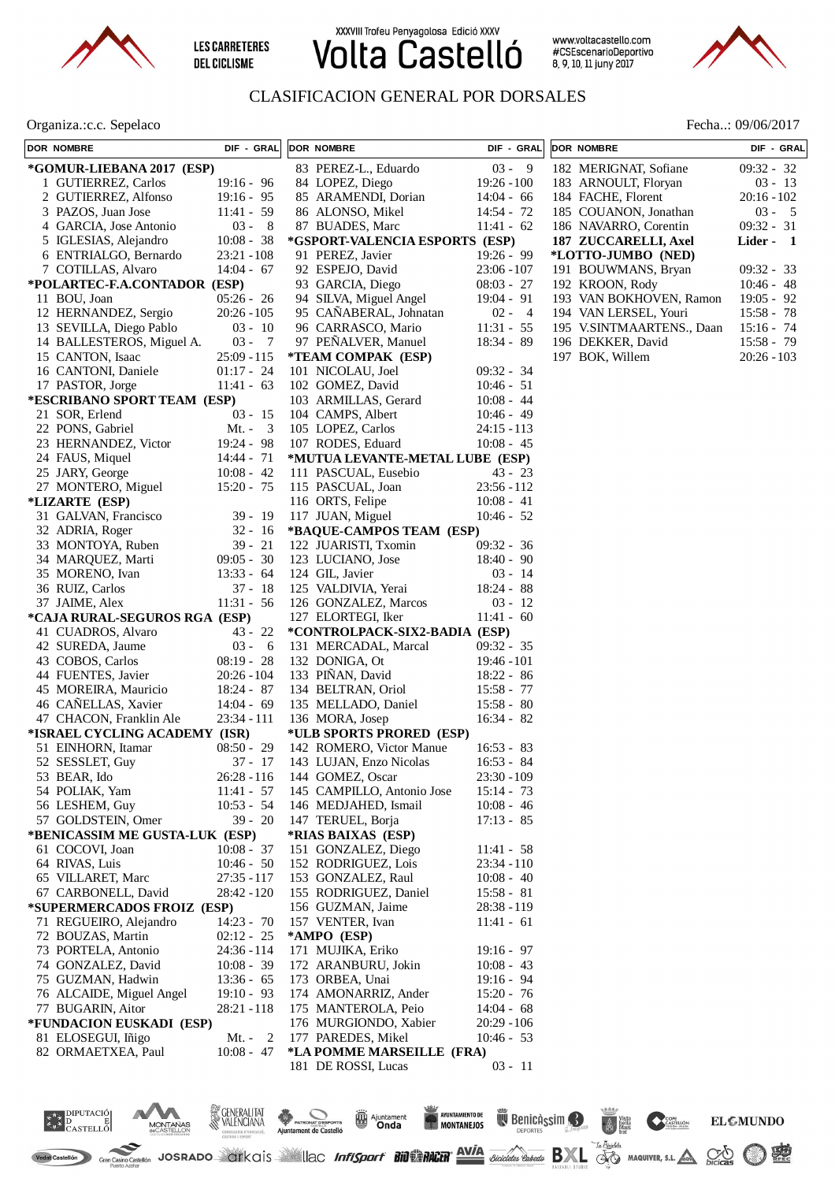LES CARRETERES DEL CICLISME

XXXVIII Trofeu Penyagolosa Edició XXXV

# Volta Castelló

www.voltacastello.com
#CSEscenarioDeportivo
8, 9, 10, 11 juny 2017

## CLASIFICACION GENERAL POR DORSALES

Organiza.:c.c. Sepelaco

Fecha..: 09/06/2017

| DOR | NOMBRE | DIF - GRAL |
|---|---|---|
| | **\*GOMUR-LIEBANA 2017 (ESP)** | |
| 1 | GUTIERREZ, Carlos | 19:16 - 96 |
| 2 | GUTIERREZ, Alfonso | 19:16 - 95 |
| 3 | PAZOS, Juan Jose | 11:41 - 59 |
| 4 | GARCIA, Jose Antonio | 03 - 8 |
| 5 | IGLESIAS, Alejandro | 10:08 - 38 |
| 6 | ENTRIALGO, Bernardo | 23:21 - 108 |
| 7 | COTILLAS, Alvaro | 14:04 - 67 |
| | **\*POLARTEC-F.A.CONTADOR (ESP)** | |
| 11 | BOU, Joan | 05:26 - 26 |
| 12 | HERNANDEZ, Sergio | 20:26 - 105 |
| 13 | SEVILLA, Diego Pablo | 03 - 10 |
| 14 | BALLESTEROS, Miguel A. | 03 - 7 |
| 15 | CANTON, Isaac | 25:09 - 115 |
| 16 | CANTONI, Daniele | 01:17 - 24 |
| 17 | PASTOR, Jorge | 11:41 - 63 |
| | **\*ESCRIBANO SPORT TEAM (ESP)** | |
| 21 | SOR, Erlend | 03 - 15 |
| 22 | PONS, Gabriel | Mt. - 3 |
| 23 | HERNANDEZ, Victor | 19:24 - 98 |
| 24 | FAUS, Miquel | 14:44 - 71 |
| 25 | JARY, George | 10:08 - 42 |
| 27 | MONTERO, Miguel | 15:20 - 75 |
| | **\*LIZARTE (ESP)** | |
| 31 | GALVAN, Francisco | 39 - 19 |
| 32 | ADRIA, Roger | 32 - 16 |
| 33 | MONTOYA, Ruben | 39 - 21 |
| 34 | MARQUEZ, Marti | 09:05 - 30 |
| 35 | MORENO, Ivan | 13:33 - 64 |
| 36 | RUIZ, Carlos | 37 - 18 |
| 37 | JAIME, Alex | 11:31 - 56 |
| | **\*CAJA RURAL-SEGUROS RGA (ESP)** | |
| 41 | CUADROS, Alvaro | 43 - 22 |
| 42 | SUREDA, Jaume | 03 - 6 |
| 43 | COBOS, Carlos | 08:19 - 28 |
| 44 | FUENTES, Javier | 20:26 - 104 |
| 45 | MOREIRA, Mauricio | 18:24 - 87 |
| 46 | CAÑELLAS, Xavier | 14:04 - 69 |
| 47 | CHACON, Franklin Ale | 23:34 - 111 |
| | **\*ISRAEL CYCLING ACADEMY (ISR)** | |
| 51 | EINHORN, Itamar | 08:50 - 29 |
| 52 | SESSLET, Guy | 37 - 17 |
| 53 | BEAR, Ido | 26:28 - 116 |
| 54 | POLIAK, Yam | 11:41 - 57 |
| 56 | LESHEM, Guy | 10:53 - 54 |
| 57 | GOLDSTEIN, Omer | 39 - 20 |
| | **\*BENICASSIM ME GUSTA-LUK (ESP)** | |
| 61 | COCOVI, Joan | 10:08 - 37 |
| 64 | RIVAS, Luis | 10:46 - 50 |
| 65 | VILLARET, Marc | 27:35 - 117 |
| 67 | CARBONELL, David | 28:42 - 120 |
| | **\*SUPERMERCADOS FROIZ (ESP)** | |
| 71 | REGUEIRO, Alejandro | 14:23 - 70 |
| 72 | BOUZAS, Martin | 02:12 - 25 |
| 73 | PORTELA, Antonio | 24:36 - 114 |
| 74 | GONZALEZ, David | 10:08 - 39 |
| 75 | GUZMAN, Hadwin | 13:36 - 65 |
| 76 | ALCAIDE, Miguel Angel | 19:10 - 93 |
| 77 | BUGARIN, Aitor | 28:21 - 118 |
| | **\*FUNDACION EUSKADI (ESP)** | |
| 81 | ELOSEGUI, Iñigo | Mt. - 2 |
| 82 | ORMAETXEA, Paul | 10:08 - 47 |
| 83 | PEREZ-L., Eduardo | 03 - 9 |
| 84 | LOPEZ, Diego | 19:26 - 100 |
| 85 | ARAMENDI, Dorian | 14:04 - 66 |
| 86 | ALONSO, Mikel | 14:54 - 72 |
| 87 | BUADES, Marc | 11:41 - 62 |
| | **\*GSPORT-VALENCIA ESPORTS (ESP)** | |
| 91 | PEREZ, Javier | 19:26 - 99 |
| 92 | ESPEJO, David | 23:06 - 107 |
| 93 | GARCIA, Diego | 08:03 - 27 |
| 94 | SILVA, Miguel Angel | 19:04 - 91 |
| 95 | CAÑABERAL, Johnatan | 02 - 4 |
| 96 | CARRASCO, Mario | 11:31 - 55 |
| 97 | PEÑALVER, Manuel | 18:34 - 89 |
| | **\*TEAM COMPAK (ESP)** | |
| 101 | NICOLAU, Joel | 09:32 - 34 |
| 102 | GOMEZ, David | 10:46 - 51 |
| 103 | ARMILLAS, Gerard | 10:08 - 44 |
| 104 | CAMPS, Albert | 10:46 - 49 |
| 105 | LOPEZ, Carlos | 24:15 - 113 |
| 107 | RODES, Eduard | 10:08 - 45 |
| | **\*MUTUA LEVANTE-METAL LUBE (ESP)** | |
| 111 | PASCUAL, Eusebio | 43 - 23 |
| 115 | PASCUAL, Joan | 23:56 - 112 |
| 116 | ORTS, Felipe | 10:08 - 41 |
| 117 | JUAN, Miguel | 10:46 - 52 |
| | **\*BAQUE-CAMPOS TEAM (ESP)** | |
| 122 | JUARISTI, Txomin | 09:32 - 36 |
| 123 | LUCIANO, Jose | 18:40 - 90 |
| 124 | GIL, Javier | 03 - 14 |
| 125 | VALDIVIA, Yerai | 18:24 - 88 |
| 126 | GONZALEZ, Marcos | 03 - 12 |
| 127 | ELORTEGI, Iker | 11:41 - 60 |
| | **\*CONTROLPACK-SIX2-BADIA (ESP)** | |
| 131 | MERCADAL, Marcal | 09:32 - 35 |
| 132 | DONIGA, Ot | 19:46 - 101 |
| 133 | PIÑAN, David | 18:22 - 86 |
| 134 | BELTRAN, Oriol | 15:58 - 77 |
| 135 | MELLADO, Daniel | 15:58 - 80 |
| 136 | MORA, Josep | 16:34 - 82 |
| | **\*ULB SPORTS PRORED (ESP)** | |
| 142 | ROMERO, Victor Manue | 16:53 - 83 |
| 143 | LUJAN, Enzo Nicolas | 16:53 - 84 |
| 144 | GOMEZ, Oscar | 23:30 - 109 |
| 145 | CAMPILLO, Antonio Jose | 15:14 - 73 |
| 146 | MEDJAHED, Ismail | 10:08 - 46 |
| 147 | TERUEL, Borja | 17:13 - 85 |
| | **\*RIAS BAIXAS (ESP)** | |
| 151 | GONZALEZ, Diego | 11:41 - 58 |
| 152 | RODRIGUEZ, Lois | 23:34 - 110 |
| 153 | GONZALEZ, Raul | 10:08 - 40 |
| 155 | RODRIGUEZ, Daniel | 15:58 - 81 |
| 156 | GUZMAN, Jaime | 28:38 - 119 |
| 157 | VENTER, Ivan | 11:41 - 61 |
| | **\*AMPO (ESP)** | |
| 171 | MUJIKA, Eriko | 19:16 - 97 |
| 172 | ARANBURU, Jokin | 10:08 - 43 |
| 173 | ORBEA, Unai | 19:16 - 94 |
| 174 | AMONARRIZ, Ander | 15:20 - 76 |
| 175 | MANTEROLA, Peio | 14:04 - 68 |
| 176 | MURGIONDO, Xabier | 20:29 - 106 |
| 177 | PAREDES, Mikel | 10:46 - 53 |
| | **\*LA POMME MARSEILLE (FRA)** | |
| 181 | DE ROSSI, Lucas | 03 - 11 |
| 182 | MERIGNAT, Sofiane | 09:32 - 32 |
| 183 | ARNOULT, Floryan | 03 - 13 |
| 184 | FACHE, Florent | 20:16 - 102 |
| 185 | COUANON, Jonathan | 03 - 5 |
| 186 | NAVARRO, Corentin | 09:32 - 31 |
| **187** | **ZUCCARELLI, Axel** | **Lider - 1** |
| | **\*LOTTO-JUMBO (NED)** | |
| 191 | BOUWMANS, Bryan | 09:32 - 33 |
| 192 | KROON, Rody | 10:46 - 48 |
| 193 | VAN BOKHOVEN, Ramon | 19:05 - 92 |
| 194 | VAN LERSEL, Youri | 15:58 - 78 |
| 195 | V.SINTMAARTENS., Daan | 15:16 - 74 |
| 196 | DEKKER, David | 15:58 - 79 |
| 197 | BOK, Willem | 20:26 - 103 |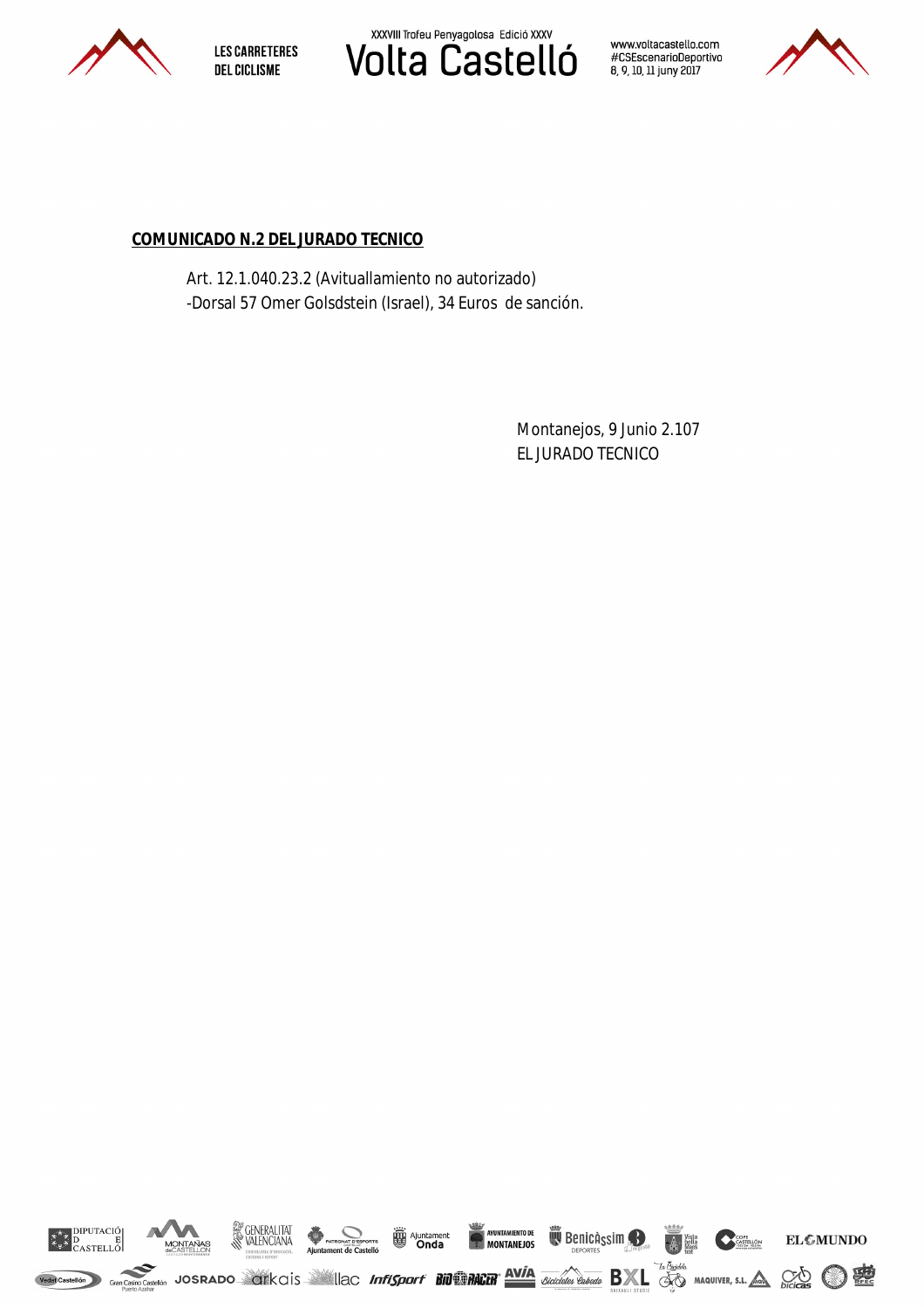**COMUNICADO N.2 DEL JURADO TECNICO**

Art. 12.1.040.23.2 (Avituallamiento no autorizado)
-Dorsal 57 Omer Golsdstein (Israel), 34 Euros de sanción.

Montanejos, 9 Junio 2.107
EL JURADO TECNICO